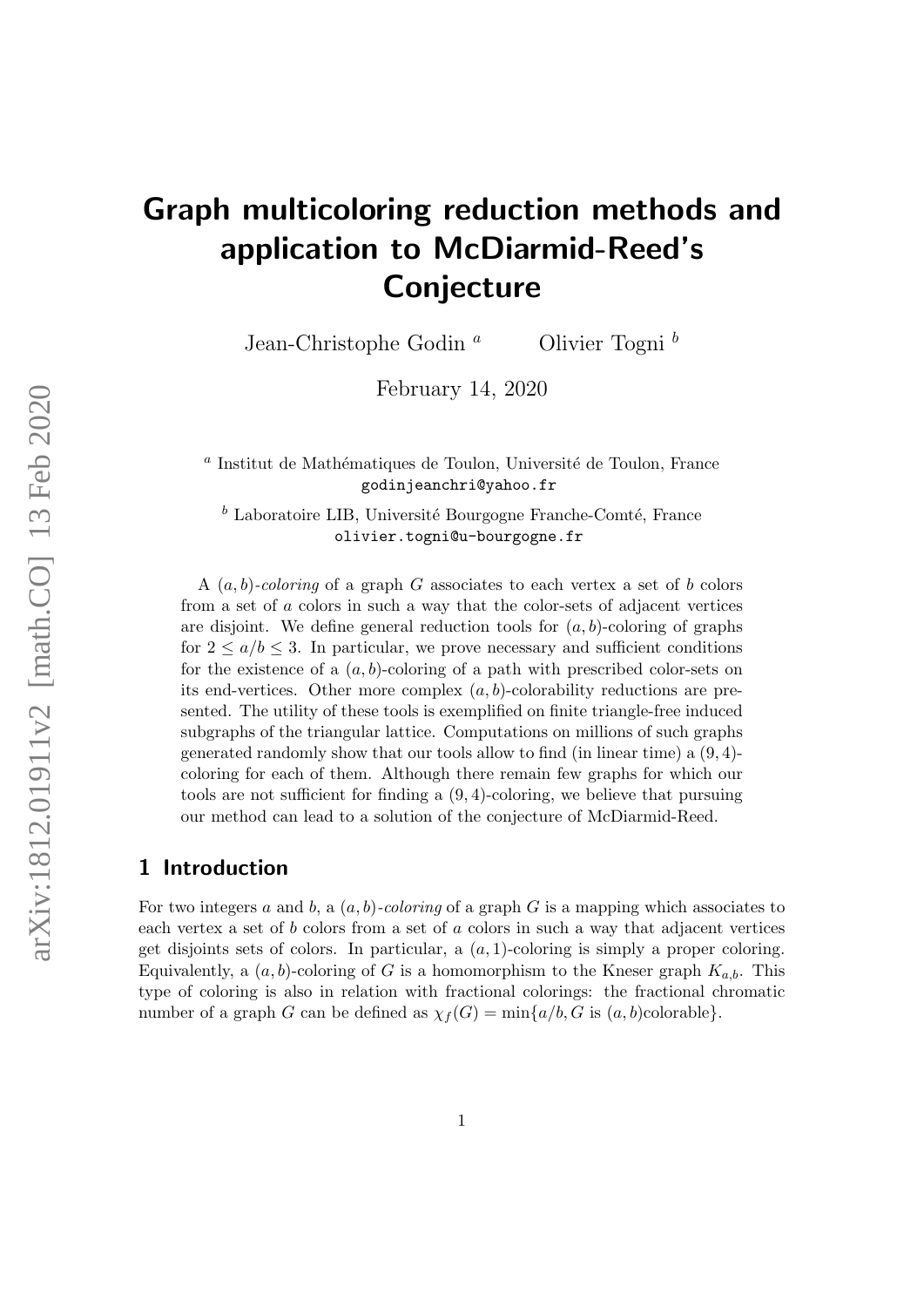# Graph multicoloring reduction methods and application to McDiarmid-Reed's Conjecture

Jean-Christophe Godin [a] Olivier Togni [b]

February 14, 2020

[a] Institut de Mathématiques de Toulon, Université de Toulon, France
godinjeanchri@yahoo.fr

[b] Laboratoire LIB, Université Bourgogne Franche-Comté, France
olivier.togni@u-bourgogne.fr

A $(a, b)$-*coloring* of a graph $G$ associates to each vertex a set of $b$ colors from a set of $a$ colors in such a way that the color-sets of adjacent vertices are disjoint. We define general reduction tools for $(a, b)$-coloring of graphs for $2 \le a/b \le 3$. In particular, we prove necessary and sufficient conditions for the existence of a $(a, b)$-coloring of a path with prescribed color-sets on its end-vertices. Other more complex $(a, b)$-colorability reductions are presented. The utility of these tools is exemplified on finite triangle-free induced subgraphs of the triangular lattice. Computations on millions of such graphs generated randomly show that our tools allow to find (in linear time) a $(9, 4)$-coloring for each of them. Although there remain few graphs for which our tools are not sufficient for finding a $(9, 4)$-coloring, we believe that pursuing our method can lead to a solution of the conjecture of McDiarmid-Reed.

## 1 Introduction

For two integers $a$ and $b$, a $(a, b)$-*coloring* of a graph $G$ is a mapping which associates to each vertex a set of $b$ colors from a set of $a$ colors in such a way that adjacent vertices get disjoints sets of colors. In particular, a $(a, 1)$-coloring is simply a proper coloring. Equivalently, a $(a, b)$-coloring of $G$ is a homomorphism to the Kneser graph $K_{a,b}$. This type of coloring is also in relation with fractional colorings: the fractional chromatic number of a graph $G$ can be defined as $\chi_f(G) = \min\{a/b, G \text{ is } (a, b)\text{colorable}\}$.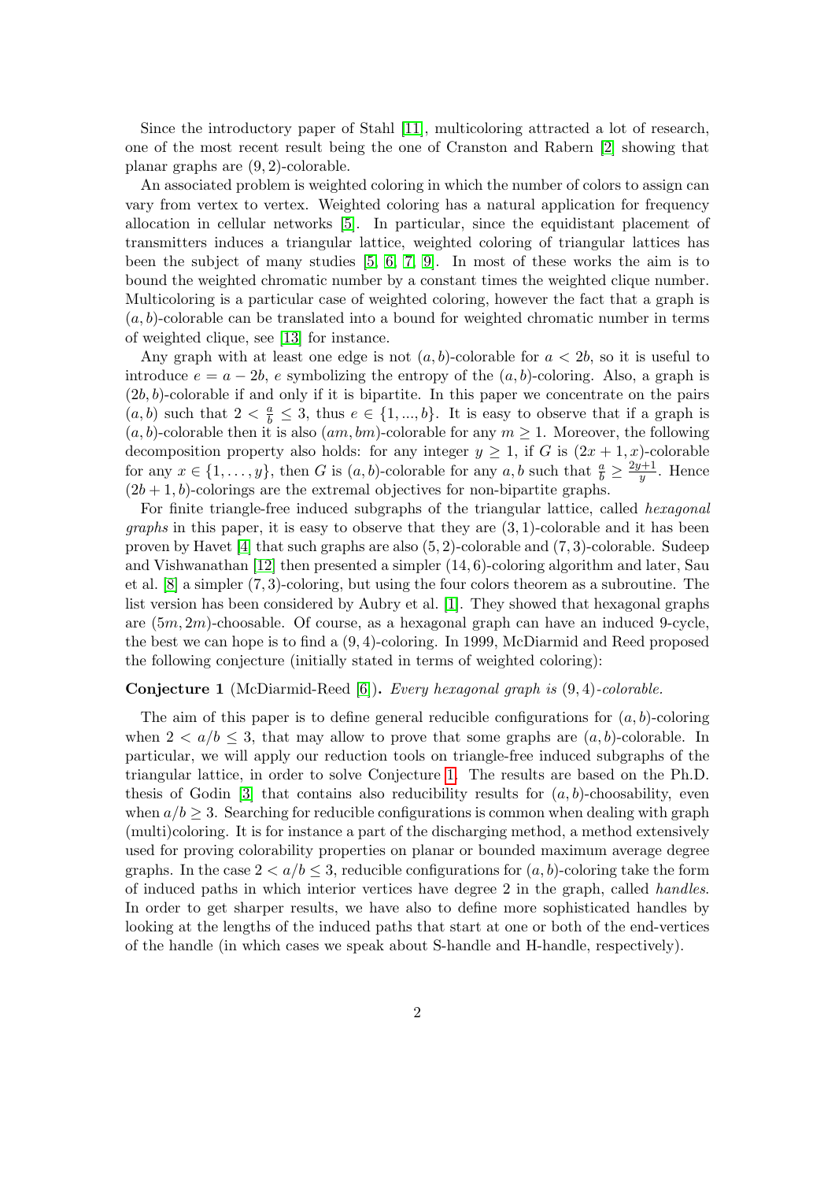Since the introductory paper of Stahl [11], multicoloring attracted a lot of research, one of the most recent result being the one of Cranston and Rabern [2] showing that planar graphs are $(9, 2)$-colorable.

An associated problem is weighted coloring in which the number of colors to assign can vary from vertex to vertex. Weighted coloring has a natural application for frequency allocation in cellular networks [5]. In particular, since the equidistant placement of transmitters induces a triangular lattice, weighted coloring of triangular lattices has been the subject of many studies [5, 6, 7, 9]. In most of these works the aim is to bound the weighted chromatic number by a constant times the weighted clique number. Multicoloring is a particular case of weighted coloring, however the fact that a graph is $(a, b)$-colorable can be translated into a bound for weighted chromatic number in terms of weighted clique, see [13] for instance.

Any graph with at least one edge is not $(a, b)$-colorable for $a < 2b$, so it is useful to introduce $e = a - 2b$, $e$ symbolizing the entropy of the $(a, b)$-coloring. Also, a graph is $(2b, b)$-colorable if and only if it is bipartite. In this paper we concentrate on the pairs $(a, b)$ such that $2 < \frac{a}{b} \leq 3$, thus $e \in \{1, ..., b\}$. It is easy to observe that if a graph is $(a, b)$-colorable then it is also $(am, bm)$-colorable for any $m \geq 1$. Moreover, the following decomposition property also holds: for any integer $y \geq 1$, if $G$ is $(2x + 1, x)$-colorable for any $x \in \{1, \ldots, y\}$, then $G$ is $(a, b)$-colorable for any $a, b$ such that $\frac{a}{b} \geq \frac{2y+1}{y}$. Hence $(2b + 1, b)$-colorings are the extremal objectives for non-bipartite graphs.

For finite triangle-free induced subgraphs of the triangular lattice, called *hexagonal graphs* in this paper, it is easy to observe that they are $(3, 1)$-colorable and it has been proven by Havet [4] that such graphs are also $(5, 2)$-colorable and $(7, 3)$-colorable. Sudeep and Vishwanathan [12] then presented a simpler $(14, 6)$-coloring algorithm and later, Sau et al. [8] a simpler $(7, 3)$-coloring, but using the four colors theorem as a subroutine. The list version has been considered by Aubry et al. [1]. They showed that hexagonal graphs are $(5m, 2m)$-choosable. Of course, as a hexagonal graph can have an induced 9-cycle, the best we can hope is to find a $(9, 4)$-coloring. In 1999, McDiarmid and Reed proposed the following conjecture (initially stated in terms of weighted coloring):

**Conjecture 1** (McDiarmid-Reed [6])**.** *Every hexagonal graph is $(9, 4)$-colorable.*

The aim of this paper is to define general reducible configurations for $(a, b)$-coloring when $2 < a/b \leq 3$, that may allow to prove that some graphs are $(a, b)$-colorable. In particular, we will apply our reduction tools on triangle-free induced subgraphs of the triangular lattice, in order to solve Conjecture 1. The results are based on the Ph.D. thesis of Godin [3] that contains also reducibility results for $(a, b)$-choosability, even when $a/b \geq 3$. Searching for reducible configurations is common when dealing with graph (multi)coloring. It is for instance a part of the discharging method, a method extensively used for proving colorability properties on planar or bounded maximum average degree graphs. In the case $2 < a/b \leq 3$, reducible configurations for $(a, b)$-coloring take the form of induced paths in which interior vertices have degree 2 in the graph, called *handles*. In order to get sharper results, we have also to define more sophisticated handles by looking at the lengths of the induced paths that start at one or both of the end-vertices of the handle (in which cases we speak about S-handle and H-handle, respectively).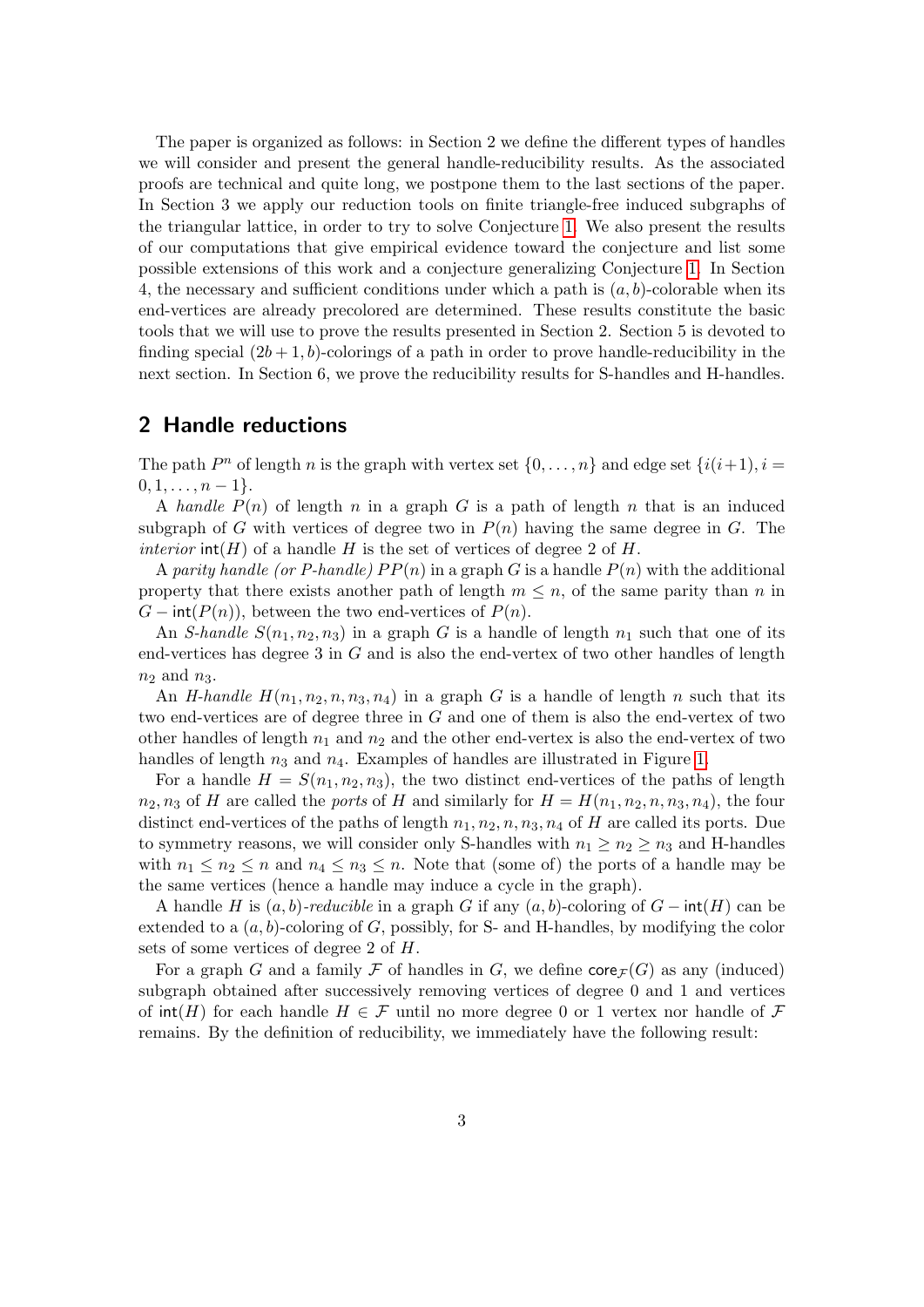The paper is organized as follows: in Section 2 we define the different types of handles we will consider and present the general handle-reducibility results. As the associated proofs are technical and quite long, we postpone them to the last sections of the paper. In Section 3 we apply our reduction tools on finite triangle-free induced subgraphs of the triangular lattice, in order to try to solve Conjecture 1. We also present the results of our computations that give empirical evidence toward the conjecture and list some possible extensions of this work and a conjecture generalizing Conjecture 1. In Section 4, the necessary and sufficient conditions under which a path is $(a, b)$-colorable when its end-vertices are already precolored are determined. These results constitute the basic tools that we will use to prove the results presented in Section 2. Section 5 is devoted to finding special $(2b + 1, b)$-colorings of a path in order to prove handle-reducibility in the next section. In Section 6, we prove the reducibility results for S-handles and H-handles.

## 2 Handle reductions

The path $P^n$ of length $n$ is the graph with vertex set $\{0, \dots, n\}$ and edge set $\{i(i+1), i = 0, 1, \dots, n-1\}$.

A *handle* $P(n)$ of length $n$ in a graph $G$ is a path of length $n$ that is an induced subgraph of $G$ with vertices of degree two in $P(n)$ having the same degree in $G$. The *interior* $\mathsf{int}(H)$ of a handle $H$ is the set of vertices of degree 2 of $H$.

A *parity handle (or P-handle)* $PP(n)$ in a graph $G$ is a handle $P(n)$ with the additional property that there exists another path of length $m \leq n$, of the same parity than $n$ in $G - \mathsf{int}(P(n))$, between the two end-vertices of $P(n)$.

An *S-handle* $S(n_1, n_2, n_3)$ in a graph $G$ is a handle of length $n_1$ such that one of its end-vertices has degree 3 in $G$ and is also the end-vertex of two other handles of length $n_2$ and $n_3$.

An *H-handle* $H(n_1, n_2, n, n_3, n_4)$ in a graph $G$ is a handle of length $n$ such that its two end-vertices are of degree three in $G$ and one of them is also the end-vertex of two other handles of length $n_1$ and $n_2$ and the other end-vertex is also the end-vertex of two handles of length $n_3$ and $n_4$. Examples of handles are illustrated in Figure 1.

For a handle $H = S(n_1, n_2, n_3)$, the two distinct end-vertices of the paths of length $n_2, n_3$ of $H$ are called the *ports* of $H$ and similarly for $H = H(n_1, n_2, n, n_3, n_4)$, the four distinct end-vertices of the paths of length $n_1, n_2, n, n_3, n_4$ of $H$ are called its ports. Due to symmetry reasons, we will consider only S-handles with $n_1 \geq n_2 \geq n_3$ and H-handles with $n_1 \leq n_2 \leq n$ and $n_4 \leq n_3 \leq n$. Note that (some of) the ports of a handle may be the same vertices (hence a handle may induce a cycle in the graph).

A handle $H$ is $(a, b)$*-reducible* in a graph $G$ if any $(a, b)$-coloring of $G - \mathsf{int}(H)$ can be extended to a $(a, b)$-coloring of $G$, possibly, for S- and H-handles, by modifying the color sets of some vertices of degree 2 of $H$.

For a graph $G$ and a family $\mathcal{F}$ of handles in $G$, we define $\mathsf{core}_{\mathcal{F}}(G)$ as any (induced) subgraph obtained after successively removing vertices of degree 0 and 1 and vertices of $\mathsf{int}(H)$ for each handle $H \in \mathcal{F}$ until no more degree 0 or 1 vertex nor handle of $\mathcal{F}$ remains. By the definition of reducibility, we immediately have the following result: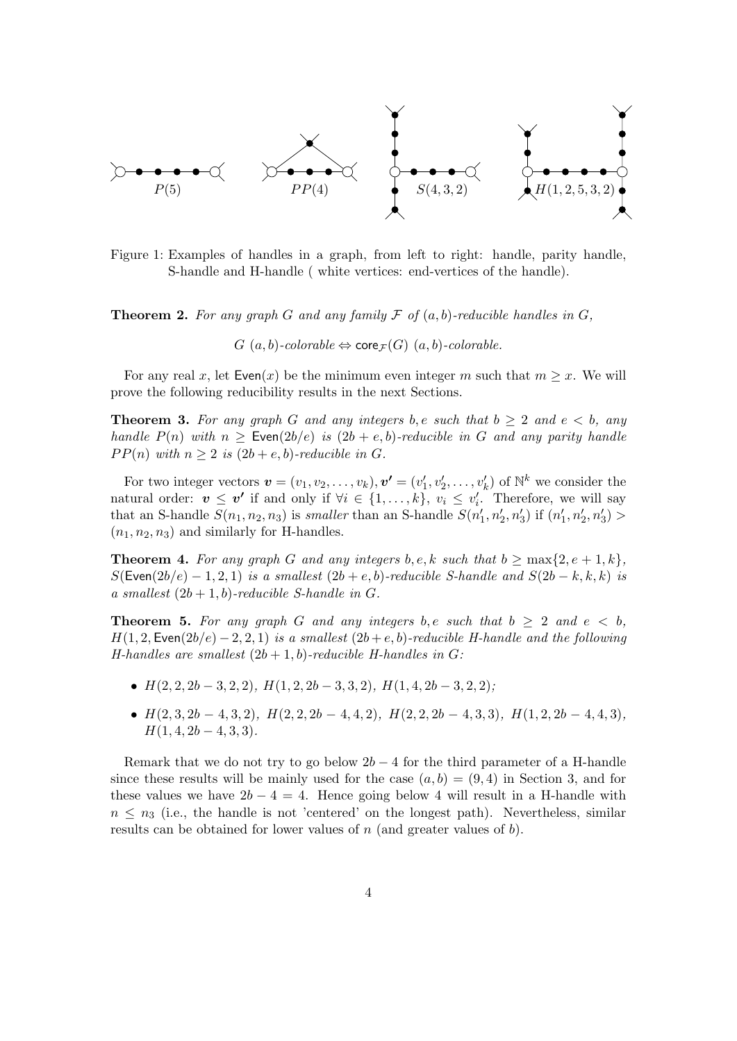Figure 1: Examples of handles in a graph, from left to right: handle, parity handle, S-handle and H-handle ( white vertices: end-vertices of the handle).

**Theorem 2.** *For any graph $G$ and any family $\mathcal{F}$ of $(a, b)$-reducible handles in $G$,*

$$G\ (a, b)\text{-colorable} \Leftrightarrow \mathsf{core}_{\mathcal{F}}(G)\ (a, b)\text{-colorable.}$$

For any real $x$, let $\mathsf{Even}(x)$ be the minimum even integer $m$ such that $m \geq x$. We will prove the following reducibility results in the next Sections.

**Theorem 3.** *For any graph $G$ and any integers $b, e$ such that $b \geq 2$ and $e < b$, any handle $P(n)$ with $n \geq \mathsf{Even}(2b/e)$ is $(2b + e, b)$-reducible in $G$ and any parity handle $PP(n)$ with $n \geq 2$ is $(2b + e, b)$-reducible in $G$.*

For two integer vectors $\boldsymbol{v} = (v_1, v_2, \ldots, v_k), \boldsymbol{v'} = (v'_1, v'_2, \ldots, v'_k)$ of $\mathbb{N}^k$ we consider the natural order: $\boldsymbol{v} \leq \boldsymbol{v'}$ if and only if $\forall i \in \{1, \ldots, k\}$, $v_i \leq v'_i$. Therefore, we will say that an S-handle $S(n_1, n_2, n_3)$ is *smaller* than an S-handle $S(n'_1, n'_2, n'_3)$ if $(n'_1, n'_2, n'_3) > (n_1, n_2, n_3)$ and similarly for H-handles.

**Theorem 4.** *For any graph $G$ and any integers $b, e, k$ such that $b \geq \max\{2, e + 1, k\}$, $S(\mathsf{Even}(2b/e) - 1, 2, 1)$ is a smallest $(2b + e, b)$-reducible S-handle and $S(2b - k, k, k)$ is a smallest $(2b + 1, b)$-reducible S-handle in $G$.*

**Theorem 5.** *For any graph $G$ and any integers $b, e$ such that $b \geq 2$ and $e < b$, $H(1, 2, \mathsf{Even}(2b/e) - 2, 2, 1)$ is a smallest $(2b + e, b)$-reducible H-handle and the following H-handles are smallest $(2b + 1, b)$-reducible H-handles in $G$:*

- *$H(2, 2, 2b - 3, 2, 2)$, $H(1, 2, 2b - 3, 3, 2)$, $H(1, 4, 2b - 3, 2, 2)$;*
- *$H(2, 3, 2b - 4, 3, 2)$, $H(2, 2, 2b - 4, 4, 2)$, $H(2, 2, 2b - 4, 3, 3)$, $H(1, 2, 2b - 4, 4, 3)$, $H(1, 4, 2b - 4, 3, 3)$.*

Remark that we do not try to go below $2b - 4$ for the third parameter of a H-handle since these results will be mainly used for the case $(a, b) = (9, 4)$ in Section 3, and for these values we have $2b - 4 = 4$. Hence going below 4 will result in a H-handle with $n \leq n_3$ (i.e., the handle is not 'centered' on the longest path). Nevertheless, similar results can be obtained for lower values of $n$ (and greater values of $b$).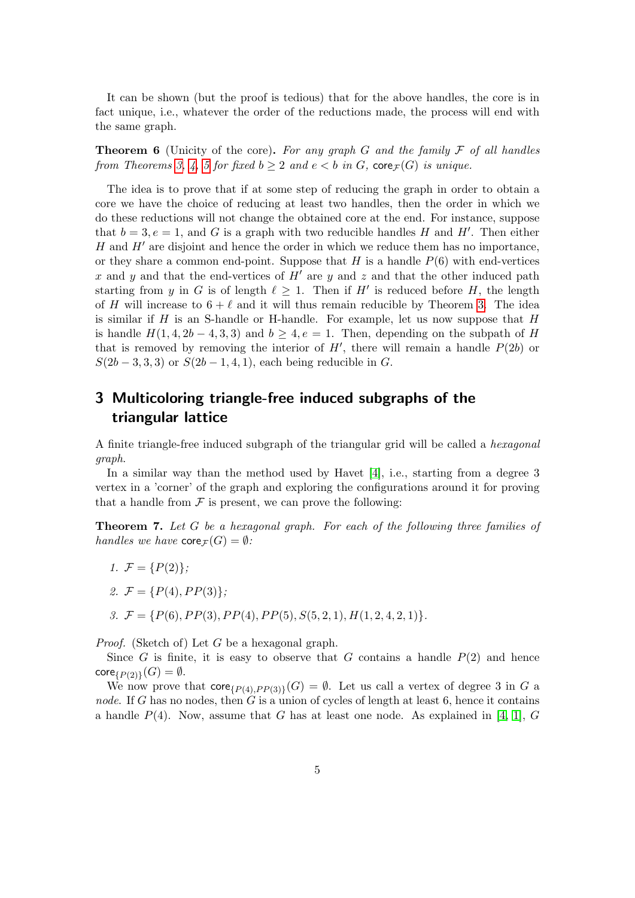It can be shown (but the proof is tedious) that for the above handles, the core is in fact unique, i.e., whatever the order of the reductions made, the process will end with the same graph.

**Theorem 6** (Unicity of the core)**.** *For any graph $G$ and the family $\mathcal{F}$ of all handles from Theorems 3, 4, 5 for fixed $b \geq 2$ and $e < b$ in $G$, $\mathsf{core}_{\mathcal{F}}(G)$ is unique.*

The idea is to prove that if at some step of reducing the graph in order to obtain a core we have the choice of reducing at least two handles, then the order in which we do these reductions will not change the obtained core at the end. For instance, suppose that $b = 3, e = 1$, and $G$ is a graph with two reducible handles $H$ and $H'$. Then either $H$ and $H'$ are disjoint and hence the order in which we reduce them has no importance, or they share a common end-point. Suppose that $H$ is a handle $P(6)$ with end-vertices $x$ and $y$ and that the end-vertices of $H'$ are $y$ and $z$ and that the other induced path starting from $y$ in $G$ is of length $\ell \geq 1$. Then if $H'$ is reduced before $H$, the length of $H$ will increase to $6 + \ell$ and it will thus remain reducible by Theorem 3. The idea is similar if $H$ is an S-handle or H-handle. For example, let us now suppose that $H$ is handle $H(1, 4, 2b - 4, 3, 3)$ and $b \geq 4, e = 1$. Then, depending on the subpath of $H$ that is removed by removing the interior of $H'$, there will remain a handle $P(2b)$ or $S(2b - 3, 3, 3)$ or $S(2b - 1, 4, 1)$, each being reducible in $G$.

## 3 Multicoloring triangle-free induced subgraphs of the triangular lattice

A finite triangle-free induced subgraph of the triangular grid will be called a *hexagonal graph*.

In a similar way than the method used by Havet [4], i.e., starting from a degree 3 vertex in a 'corner' of the graph and exploring the configurations around it for proving that a handle from $\mathcal{F}$ is present, we can prove the following:

**Theorem 7.** *Let $G$ be a hexagonal graph. For each of the following three families of handles we have $\mathsf{core}_{\mathcal{F}}(G) = \emptyset$:*

1. *$\mathcal{F} = \{P(2)\}$;*
2. *$\mathcal{F} = \{P(4), PP(3)\}$;*
3. *$\mathcal{F} = \{P(6), PP(3), PP(4), PP(5), S(5, 2, 1), H(1, 2, 4, 2, 1)\}$.*

*Proof.* (Sketch of) Let $G$ be a hexagonal graph.

Since $G$ is finite, it is easy to observe that $G$ contains a handle $P(2)$ and hence $\mathsf{core}_{\{P(2)\}}(G) = \emptyset$.

We now prove that $\mathsf{core}_{\{P(4),PP(3)\}}(G) = \emptyset$. Let us call a vertex of degree 3 in $G$ a *node*. If $G$ has no nodes, then $G$ is a union of cycles of length at least 6, hence it contains a handle $P(4)$. Now, assume that $G$ has at least one node. As explained in [4, 1], $G$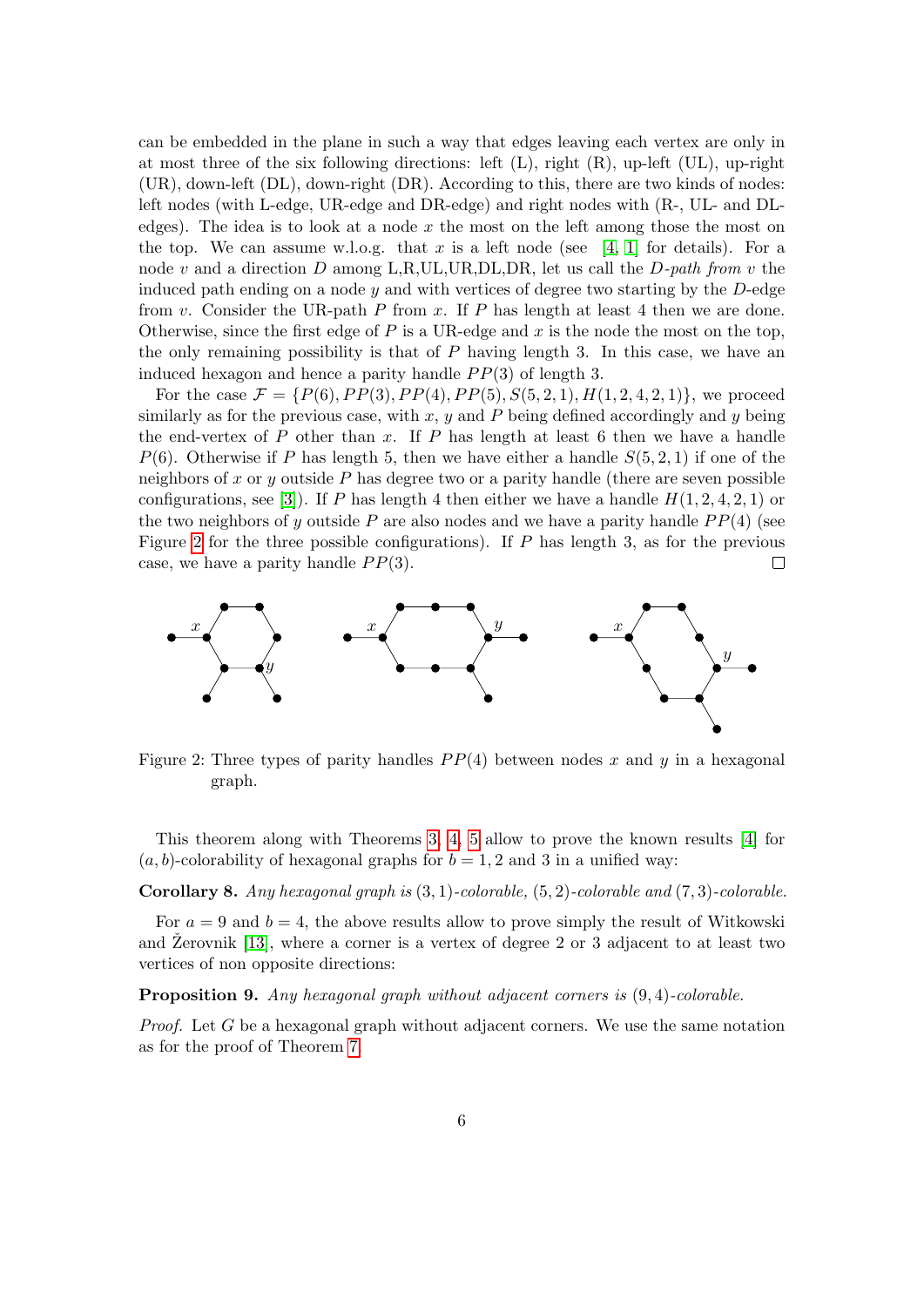can be embedded in the plane in such a way that edges leaving each vertex are only in at most three of the six following directions: left (L), right (R), up-left (UL), up-right (UR), down-left (DL), down-right (DR). According to this, there are two kinds of nodes: left nodes (with L-edge, UR-edge and DR-edge) and right nodes with (R-, UL- and DL-edges). The idea is to look at a node $x$ the most on the left among those the most on the top. We can assume w.l.o.g. that $x$ is a left node (see [4, 1] for details). For a node $v$ and a direction $D$ among L,R,UL,UR,DL,DR, let us call the *D-path from* $v$ the induced path ending on a node $y$ and with vertices of degree two starting by the $D$-edge from $v$. Consider the UR-path $P$ from $x$. If $P$ has length at least 4 then we are done. Otherwise, since the first edge of $P$ is a UR-edge and $x$ is the node the most on the top, the only remaining possibility is that of $P$ having length 3. In this case, we have an induced hexagon and hence a parity handle $PP(3)$ of length 3.

For the case $\mathcal{F} = \{P(6), PP(3), PP(4), PP(5), S(5,2,1), H(1,2,4,2,1)\}$, we proceed similarly as for the previous case, with $x$, $y$ and $P$ being defined accordingly and $y$ being the end-vertex of $P$ other than $x$. If $P$ has length at least 6 then we have a handle $P(6)$. Otherwise if $P$ has length 5, then we have either a handle $S(5,2,1)$ if one of the neighbors of $x$ or $y$ outside $P$ has degree two or a parity handle (there are seven possible configurations, see [3]). If $P$ has length 4 then either we have a handle $H(1,2,4,2,1)$ or the two neighbors of $y$ outside $P$ are also nodes and we have a parity handle $PP(4)$ (see Figure 2 for the three possible configurations). If $P$ has length 3, as for the previous case, we have a parity handle $PP(3)$. □

Figure 2: Three types of parity handles $PP(4)$ between nodes $x$ and $y$ in a hexagonal graph.

This theorem along with Theorems 3, 4, 5 allow to prove the known results [4] for $(a,b)$-colorability of hexagonal graphs for $b = 1, 2$ and 3 in a unified way:

**Corollary 8.** *Any hexagonal graph is* $(3,1)$*-colorable,* $(5,2)$*-colorable and* $(7,3)$*-colorable.*

For $a = 9$ and $b = 4$, the above results allow to prove simply the result of Witkowski and Žerovnik [13], where a corner is a vertex of degree 2 or 3 adjacent to at least two vertices of non opposite directions:

**Proposition 9.** *Any hexagonal graph without adjacent corners is* $(9,4)$*-colorable.*

*Proof.* Let $G$ be a hexagonal graph without adjacent corners. We use the same notation as for the proof of Theorem 7.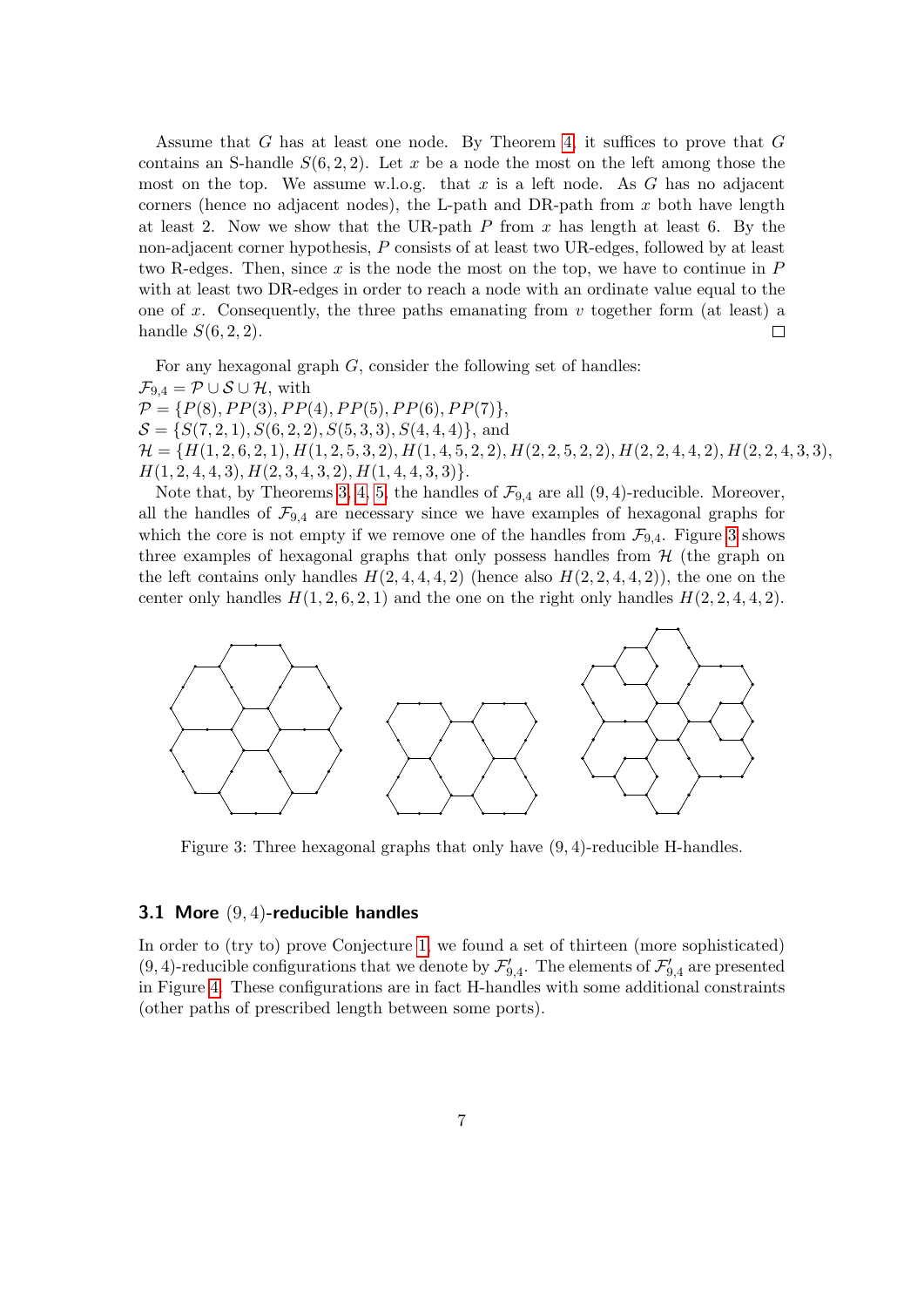Assume that $G$ has at least one node. By Theorem 4, it suffices to prove that $G$ contains an S-handle $S(6, 2, 2)$. Let $x$ be a node the most on the left among those the most on the top. We assume w.l.o.g. that $x$ is a left node. As $G$ has no adjacent corners (hence no adjacent nodes), the L-path and DR-path from $x$ both have length at least 2. Now we show that the UR-path $P$ from $x$ has length at least 6. By the non-adjacent corner hypothesis, $P$ consists of at least two UR-edges, followed by at least two R-edges. Then, since $x$ is the node the most on the top, we have to continue in $P$ with at least two DR-edges in order to reach a node with an ordinate value equal to the one of $x$. Consequently, the three paths emanating from $v$ together form (at least) a handle $S(6, 2, 2)$. □

For any hexagonal graph $G$, consider the following set of handles:
$\mathcal{F}_{9,4} = \mathcal{P} \cup \mathcal{S} \cup \mathcal{H}$, with
$\mathcal{P} = \{P(8), PP(3), PP(4), PP(5), PP(6), PP(7)\}$,
$\mathcal{S} = \{S(7, 2, 1), S(6, 2, 2), S(5, 3, 3), S(4, 4, 4)\}$, and
$\mathcal{H} = \{H(1, 2, 6, 2, 1), H(1, 2, 5, 3, 2), H(1, 4, 5, 2, 2), H(2, 2, 5, 2, 2), H(2, 2, 4, 4, 2), H(2, 2, 4, 3, 3), H(1, 2, 4, 4, 3), H(2, 3, 4, 3, 2), H(1, 4, 4, 3, 3)\}$.

Note that, by Theorems 3, 4, 5, the handles of $\mathcal{F}_{9,4}$ are all $(9, 4)$-reducible. Moreover, all the handles of $\mathcal{F}_{9,4}$ are necessary since we have examples of hexagonal graphs for which the core is not empty if we remove one of the handles from $\mathcal{F}_{9,4}$. Figure 3 shows three examples of hexagonal graphs that only possess handles from $\mathcal{H}$ (the graph on the left contains only handles $H(2, 4, 4, 4, 2)$ (hence also $H(2, 2, 4, 4, 2)$), the one on the center only handles $H(1, 2, 6, 2, 1)$ and the one on the right only handles $H(2, 2, 4, 4, 2)$.

Figure 3: Three hexagonal graphs that only have $(9, 4)$-reducible H-handles.

### 3.1 More $(9, 4)$-reducible handles

In order to (try to) prove Conjecture 1, we found a set of thirteen (more sophisticated) $(9, 4)$-reducible configurations that we denote by $\mathcal{F}'_{9,4}$. The elements of $\mathcal{F}'_{9,4}$ are presented in Figure 4. These configurations are in fact H-handles with some additional constraints (other paths of prescribed length between some ports).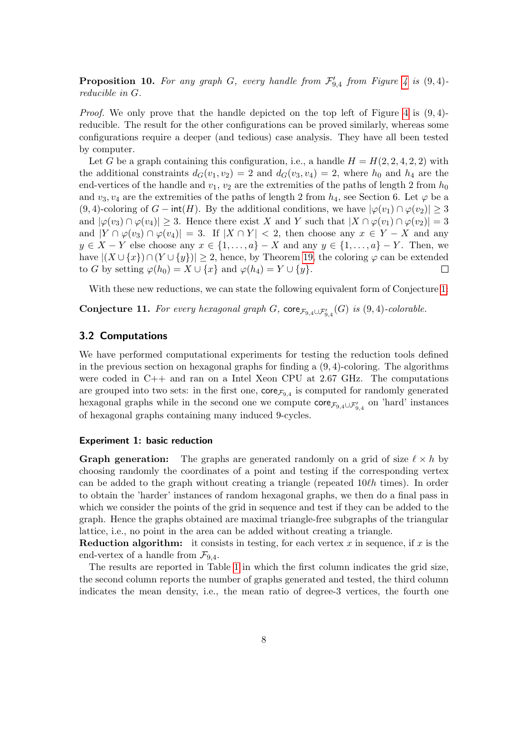**Proposition 10.** *For any graph $G$, every handle from $\mathcal{F}'_{9,4}$ from Figure 4 is $(9,4)$-reducible in $G$.*

*Proof.* We only prove that the handle depicted on the top left of Figure 4 is $(9,4)$-reducible. The result for the other configurations can be proved similarly, whereas some configurations require a deeper (and tedious) case analysis. They have all been tested by computer.

Let $G$ be a graph containing this configuration, i.e., a handle $H = H(2,2,4,2,2)$ with the additional constraints $d_G(v_1, v_2) = 2$ and $d_G(v_3, v_4) = 2$, where $h_0$ and $h_4$ are the end-vertices of the handle and $v_1$, $v_2$ are the extremities of the paths of length 2 from $h_0$ and $v_3, v_4$ are the extremities of the paths of length 2 from $h_4$, see Section 6. Let $\varphi$ be a $(9,4)$-coloring of $G - \mathsf{int}(H)$. By the additional conditions, we have $|\varphi(v_1) \cap \varphi(v_2)| \geq 3$ and $|\varphi(v_3) \cap \varphi(v_4)| \geq 3$. Hence there exist $X$ and $Y$ such that $|X \cap \varphi(v_1) \cap \varphi(v_2)| = 3$ and $|Y \cap \varphi(v_3) \cap \varphi(v_4)| = 3$. If $|X \cap Y| < 2$, then choose any $x \in Y - X$ and any $y \in X - Y$ else choose any $x \in \{1, \ldots, a\} - X$ and any $y \in \{1, \ldots, a\} - Y$. Then, we have $|(X \cup \{x\}) \cap (Y \cup \{y\})| \geq 2$, hence, by Theorem 19, the coloring $\varphi$ can be extended to $G$ by setting $\varphi(h_0) = X \cup \{x\}$ and $\varphi(h_4) = Y \cup \{y\}$. $\square$

With these new reductions, we can state the following equivalent form of Conjecture 1:

**Conjecture 11.** *For every hexagonal graph $G$, $\mathsf{core}_{\mathcal{F}_{9,4} \cup \mathcal{F}'_{9,4}}(G)$ is $(9,4)$-colorable.*

### 3.2 Computations

We have performed computational experiments for testing the reduction tools defined in the previous section on hexagonal graphs for finding a $(9,4)$-coloring. The algorithms were coded in C++ and ran on a Intel Xeon CPU at 2.67 GHz. The computations are grouped into two sets: in the first one, $\mathsf{core}_{\mathcal{F}_{9,4}}$ is computed for randomly generated hexagonal graphs while in the second one we compute $\mathsf{core}_{\mathcal{F}_{9,4} \cup \mathcal{F}'_{9,4}}$ on 'hard' instances of hexagonal graphs containing many induced 9-cycles.

#### Experiment 1: basic reduction

**Graph generation:** The graphs are generated randomly on a grid of size $\ell \times h$ by choosing randomly the coordinates of a point and testing if the corresponding vertex can be added to the graph without creating a triangle (repeated $10\ell h$ times). In order to obtain the 'harder' instances of random hexagonal graphs, we then do a final pass in which we consider the points of the grid in sequence and test if they can be added to the graph. Hence the graphs obtained are maximal triangle-free subgraphs of the triangular lattice, i.e., no point in the area can be added without creating a triangle.

**Reduction algorithm:** it consists in testing, for each vertex $x$ in sequence, if $x$ is the end-vertex of a handle from $\mathcal{F}_{9,4}$.

The results are reported in Table 1 in which the first column indicates the grid size, the second column reports the number of graphs generated and tested, the third column indicates the mean density, i.e., the mean ratio of degree-3 vertices, the fourth one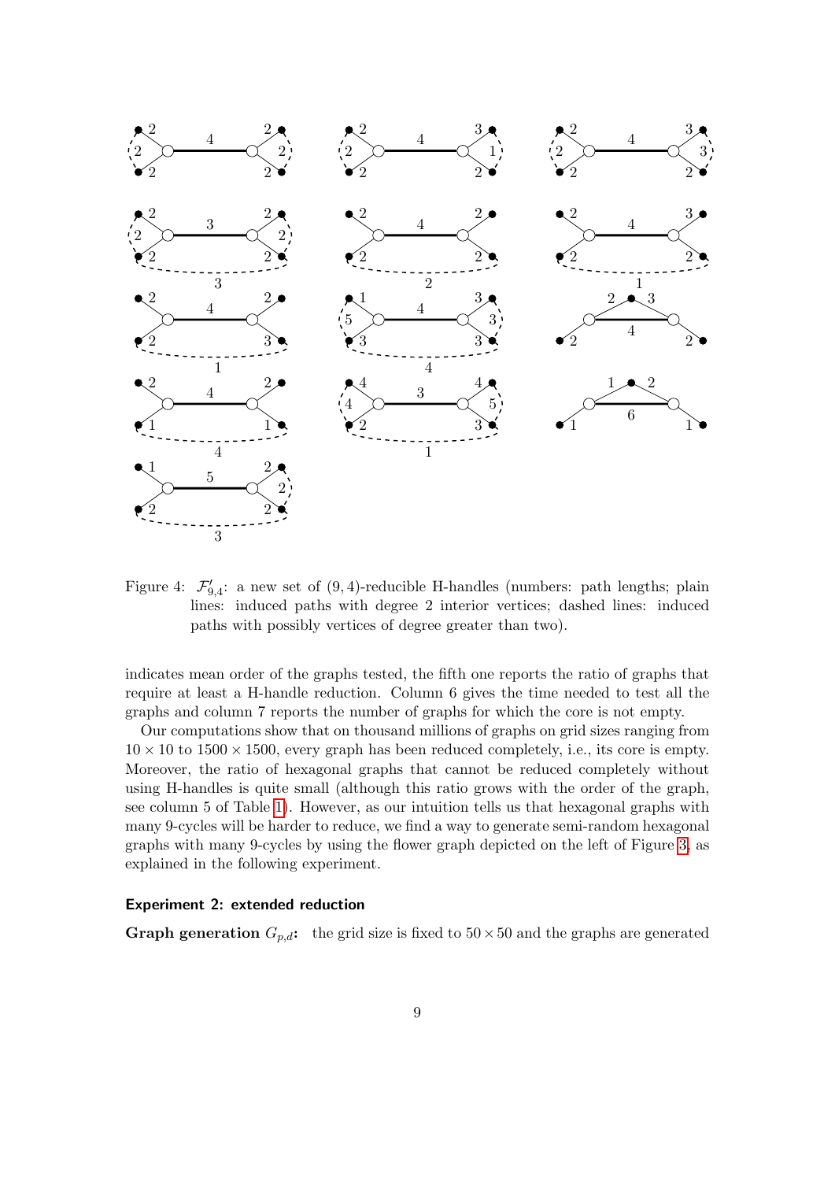Figure 4: $\mathcal{F}'_{9,4}$: a new set of $(9,4)$-reducible H-handles (numbers: path lengths; plain lines: induced paths with degree 2 interior vertices; dashed lines: induced paths with possibly vertices of degree greater than two).

indicates mean order of the graphs tested, the fifth one reports the ratio of graphs that require at least a H-handle reduction. Column 6 gives the time needed to test all the graphs and column 7 reports the number of graphs for which the core is not empty.

Our computations show that on thousand millions of graphs on grid sizes ranging from $10 \times 10$ to $1500 \times 1500$, every graph has been reduced completely, i.e., its core is empty. Moreover, the ratio of hexagonal graphs that cannot be reduced completely without using H-handles is quite small (although this ratio grows with the order of the graph, see column 5 of Table 1). However, as our intuition tells us that hexagonal graphs with many 9-cycles will be harder to reduce, we find a way to generate semi-random hexagonal graphs with many 9-cycles by using the flower graph depicted on the left of Figure 3, as explained in the following experiment.

### Experiment 2: extended reduction

**Graph generation $G_{p,d}$:** the grid size is fixed to $50 \times 50$ and the graphs are generated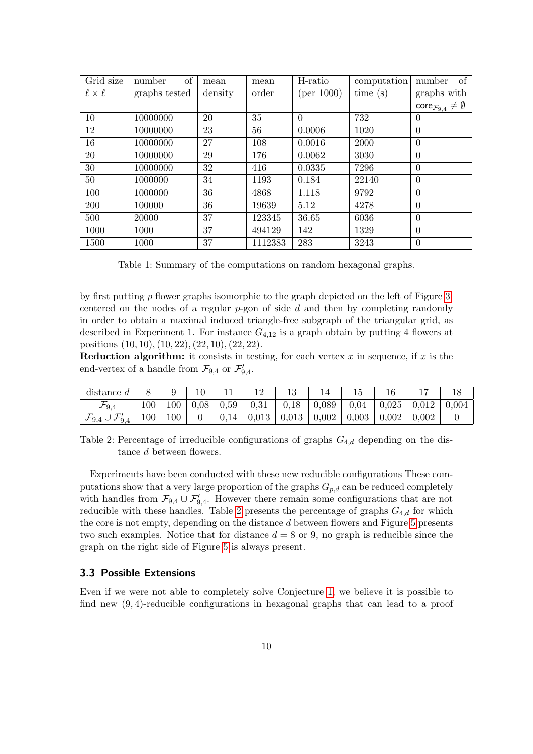| Grid size $\ell \times \ell$ | number of graphs tested | mean density | mean order | H-ratio (per 1000) | computation time (s) | number of graphs with $\mathsf{core}_{\mathcal{F}_{9,4}} \neq \emptyset$ |
|---|---|---|---|---|---|---|
| 10 | 10000000 | 20 | 35 | 0 | 732 | 0 |
| 12 | 10000000 | 23 | 56 | 0.0006 | 1020 | 0 |
| 16 | 10000000 | 27 | 108 | 0.0016 | 2000 | 0 |
| 20 | 10000000 | 29 | 176 | 0.0062 | 3030 | 0 |
| 30 | 10000000 | 32 | 416 | 0.0335 | 7296 | 0 |
| 50 | 1000000 | 34 | 1193 | 0.184 | 22140 | 0 |
| 100 | 1000000 | 36 | 4868 | 1.118 | 9792 | 0 |
| 200 | 100000 | 36 | 19639 | 5.12 | 4278 | 0 |
| 500 | 20000 | 37 | 123345 | 36.65 | 6036 | 0 |
| 1000 | 1000 | 37 | 494129 | 142 | 1329 | 0 |
| 1500 | 1000 | 37 | 1112383 | 283 | 3243 | 0 |

Table 1: Summary of the computations on random hexagonal graphs.

by first putting $p$ flower graphs isomorphic to the graph depicted on the left of Figure 3, centered on the nodes of a regular $p$-gon of side $d$ and then by completing randomly in order to obtain a maximal induced triangle-free subgraph of the triangular grid, as described in Experiment 1. For instance $G_{4,12}$ is a graph obtain by putting 4 flowers at positions $(10, 10), (10, 22), (22, 10), (22, 22)$.

**Reduction algorithm:** it consists in testing, for each vertex $x$ in sequence, if $x$ is the end-vertex of a handle from $\mathcal{F}_{9,4}$ or $\mathcal{F}'_{9,4}$.

| distance $d$ | 8 | 9 | 10 | 11 | 12 | 13 | 14 | 15 | 16 | 17 | 18 |
|---|---|---|---|---|---|---|---|---|---|---|---|
| $\mathcal{F}_{9,4}$ | 100 | 100 | 0,08 | 0,59 | 0,31 | 0,18 | 0,089 | 0,04 | 0,025 | 0,012 | 0,004 |
| $\mathcal{F}_{9,4} \cup \mathcal{F}'_{9,4}$ | 100 | 100 | 0 | 0,14 | 0,013 | 0,013 | 0,002 | 0,003 | 0,002 | 0,002 | 0 |

Table 2: Percentage of irreducible configurations of graphs $G_{4,d}$ depending on the distance $d$ between flowers.

Experiments have been conducted with these new reducible configurations These computations show that a very large proportion of the graphs $G_{p,d}$ can be reduced completely with handles from $\mathcal{F}_{9,4} \cup \mathcal{F}'_{9,4}$. However there remain some configurations that are not reducible with these handles. Table 2 presents the percentage of graphs $G_{4,d}$ for which the core is not empty, depending on the distance $d$ between flowers and Figure 5 presents two such examples. Notice that for distance $d = 8$ or 9, no graph is reducible since the graph on the right side of Figure 5 is always present.

### 3.3 Possible Extensions

Even if we were not able to completely solve Conjecture 1, we believe it is possible to find new $(9, 4)$-reducible configurations in hexagonal graphs that can lead to a proof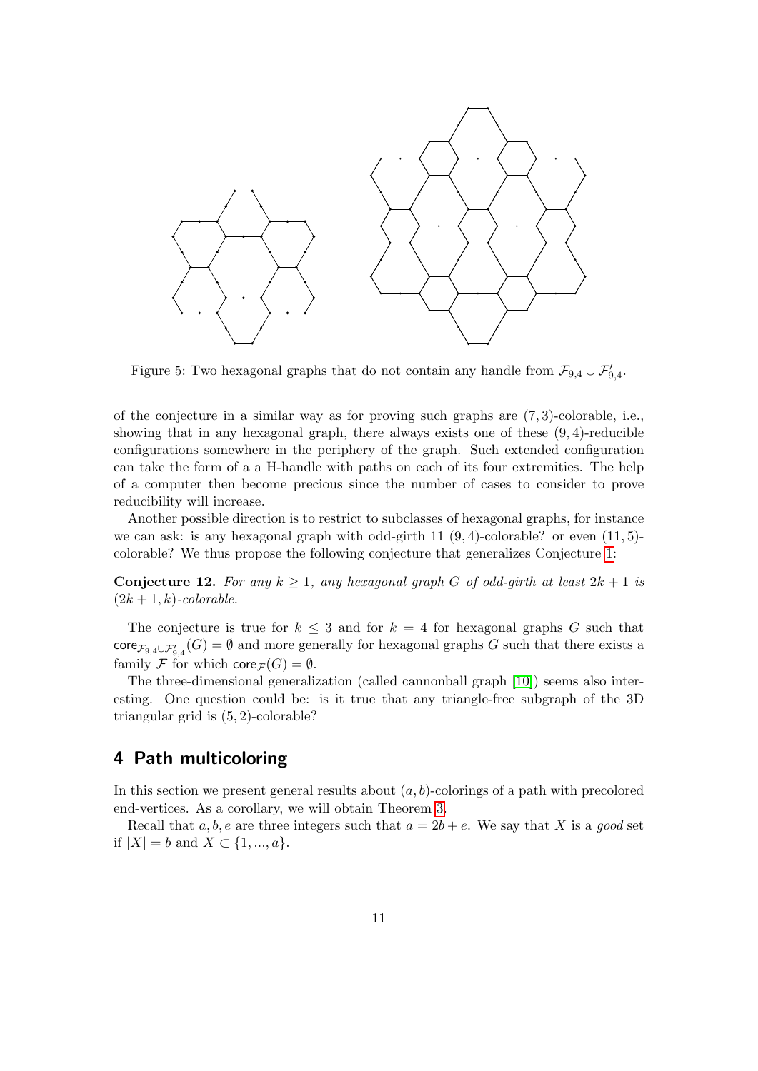Figure 5: Two hexagonal graphs that do not contain any handle from $\mathcal{F}_{9,4} \cup \mathcal{F}'_{9,4}$.

of the conjecture in a similar way as for proving such graphs are $(7,3)$-colorable, i.e., showing that in any hexagonal graph, there always exists one of these $(9,4)$-reducible configurations somewhere in the periphery of the graph. Such extended configuration can take the form of a a H-handle with paths on each of its four extremities. The help of a computer then become precious since the number of cases to consider to prove reducibility will increase.

Another possible direction is to restrict to subclasses of hexagonal graphs, for instance we can ask: is any hexagonal graph with odd-girth 11 $(9,4)$-colorable? or even $(11,5)$-colorable? We thus propose the following conjecture that generalizes Conjecture 1:

**Conjecture 12.** *For any $k \geq 1$, any hexagonal graph $G$ of odd-girth at least $2k+1$ is $(2k+1,k)$-colorable.*

The conjecture is true for $k \leq 3$ and for $k = 4$ for hexagonal graphs $G$ such that $\mathsf{core}_{\mathcal{F}_{9,4} \cup \mathcal{F}'_{9,4}}(G) = \emptyset$ and more generally for hexagonal graphs $G$ such that there exists a family $\mathcal{F}$ for which $\mathsf{core}_{\mathcal{F}}(G) = \emptyset$.

The three-dimensional generalization (called cannonball graph [10]) seems also interesting. One question could be: is it true that any triangle-free subgraph of the 3D triangular grid is $(5,2)$-colorable?

## 4 Path multicoloring

In this section we present general results about $(a,b)$-colorings of a path with precolored end-vertices. As a corollary, we will obtain Theorem 3.

Recall that $a, b, e$ are three integers such that $a = 2b + e$. We say that $X$ is a *good* set if $|X| = b$ and $X \subset \{1, ..., a\}$.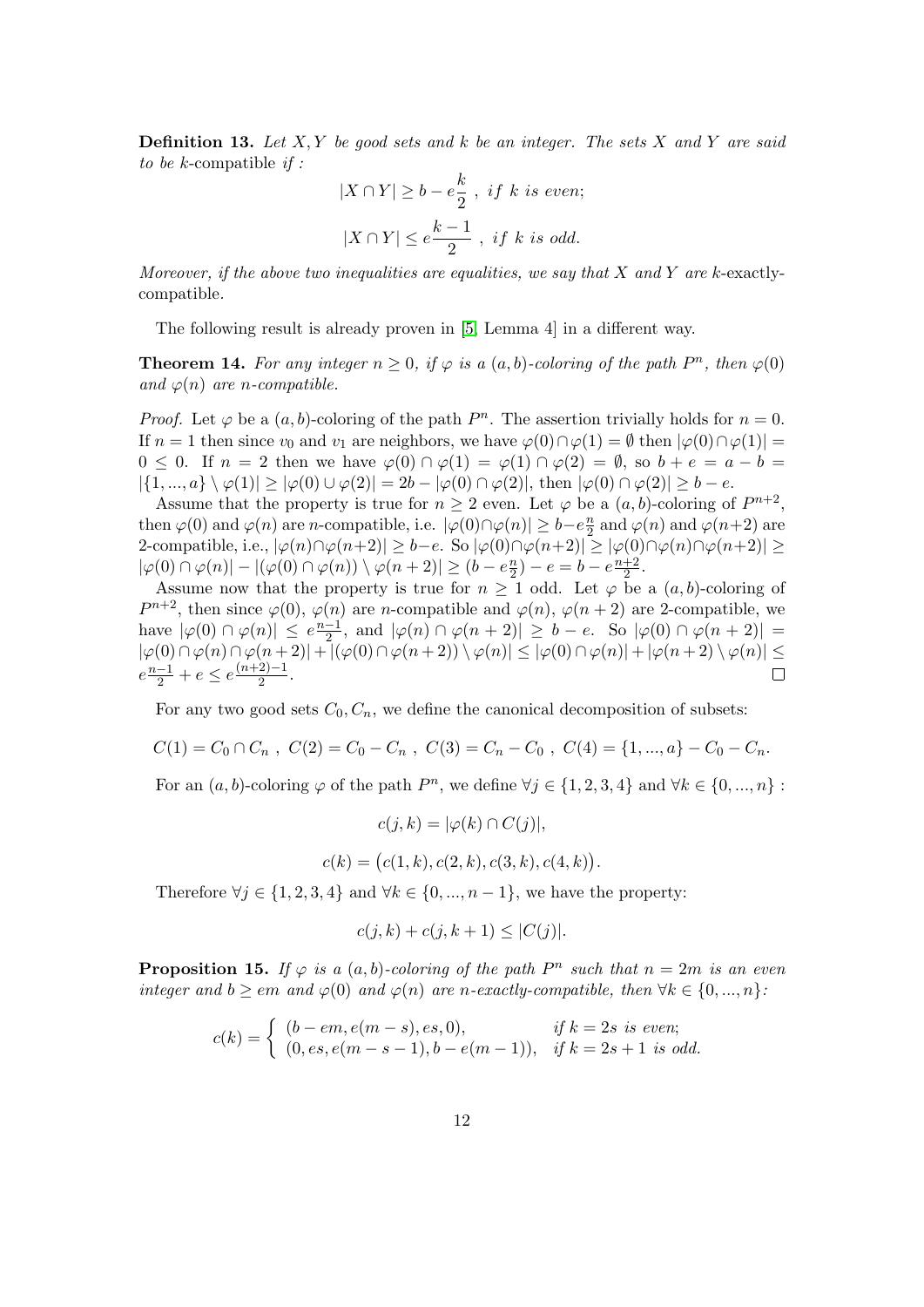**Definition 13.** *Let $X, Y$ be good sets and $k$ be an integer. The sets $X$ and $Y$ are said to be* $k$-compatible *if :*

$$|X \cap Y| \geq b - e\frac{k}{2} \ , \ \textit{if } k \textit{ is even};$$

$$|X \cap Y| \leq e\frac{k-1}{2} \ , \ \textit{if } k \textit{ is odd}.$$

*Moreover, if the above two inequalities are equalities, we say that $X$ and $Y$ are* $k$-exactly-compatible*.*

The following result is already proven in [5, Lemma 4] in a different way.

**Theorem 14.** *For any integer $n \geq 0$, if $\varphi$ is a $(a, b)$-coloring of the path $P^n$, then $\varphi(0)$ and $\varphi(n)$ are $n$-compatible.*

*Proof.* Let $\varphi$ be a $(a, b)$-coloring of the path $P^n$. The assertion trivially holds for $n = 0$. If $n = 1$ then since $v_0$ and $v_1$ are neighbors, we have $\varphi(0) \cap \varphi(1) = \emptyset$ then $|\varphi(0) \cap \varphi(1)| = 0 \leq 0$. If $n = 2$ then we have $\varphi(0) \cap \varphi(1) = \varphi(1) \cap \varphi(2) = \emptyset$, so $b + e = a - b = |\{1, ..., a\} \setminus \varphi(1)| \geq |\varphi(0) \cup \varphi(2)| = 2b - |\varphi(0) \cap \varphi(2)|$, then $|\varphi(0) \cap \varphi(2)| \geq b - e$.

Assume that the property is true for $n \geq 2$ even. Let $\varphi$ be a $(a, b)$-coloring of $P^{n+2}$, then $\varphi(0)$ and $\varphi(n)$ are $n$-compatible, i.e. $|\varphi(0) \cap \varphi(n)| \geq b - e\frac{n}{2}$ and $\varphi(n)$ and $\varphi(n+2)$ are 2-compatible, i.e., $|\varphi(n) \cap \varphi(n+2)| \geq b - e$. So $|\varphi(0) \cap \varphi(n+2)| \geq |\varphi(0) \cap \varphi(n) \cap \varphi(n+2)| \geq |\varphi(0) \cap \varphi(n)| - |(\varphi(0) \cap \varphi(n)) \setminus \varphi(n+2)| \geq (b - e\frac{n}{2}) - e = b - e\frac{n+2}{2}$.

Assume now that the property is true for $n \geq 1$ odd. Let $\varphi$ be a $(a, b)$-coloring of $P^{n+2}$, then since $\varphi(0)$, $\varphi(n)$ are $n$-compatible and $\varphi(n)$, $\varphi(n+2)$ are 2-compatible, we have $|\varphi(0) \cap \varphi(n)| \leq e\frac{n-1}{2}$, and $|\varphi(n) \cap \varphi(n+2)| \geq b - e$. So $|\varphi(0) \cap \varphi(n+2)| = |\varphi(0) \cap \varphi(n) \cap \varphi(n+2)| + |(\varphi(0) \cap \varphi(n+2)) \setminus \varphi(n)| \leq |\varphi(0) \cap \varphi(n)| + |\varphi(n+2) \setminus \varphi(n)| \leq e\frac{n-1}{2} + e \leq e\frac{(n+2)-1}{2}$. $\square$

For any two good sets $C_0, C_n$, we define the canonical decomposition of subsets:

$$C(1) = C_0 \cap C_n \ , \ C(2) = C_0 - C_n \ , \ C(3) = C_n - C_0 \ , \ C(4) = \{1, ..., a\} - C_0 - C_n.$$

For an $(a, b)$-coloring $\varphi$ of the path $P^n$, we define $\forall j \in \{1, 2, 3, 4\}$ and $\forall k \in \{0, ..., n\}$ :

$$c(j, k) = |\varphi(k) \cap C(j)|,$$

$$c(k) = \big(c(1, k), c(2, k), c(3, k), c(4, k)\big).$$

Therefore $\forall j \in \{1, 2, 3, 4\}$ and $\forall k \in \{0, ..., n-1\}$, we have the property:

$$c(j, k) + c(j, k+1) \leq |C(j)|.$$

**Proposition 15.** *If $\varphi$ is a $(a, b)$-coloring of the path $P^n$ such that $n = 2m$ is an even integer and $b \geq em$ and $\varphi(0)$ and $\varphi(n)$ are $n$-exactly-compatible, then $\forall k \in \{0, ..., n\}$:*

$$c(k) = \begin{cases} (b - em, e(m-s), es, 0), & \textit{if } k = 2s \textit{ is even}; \\ (0, es, e(m-s-1), b - e(m-1)), & \textit{if } k = 2s+1 \textit{ is odd}. \end{cases}$$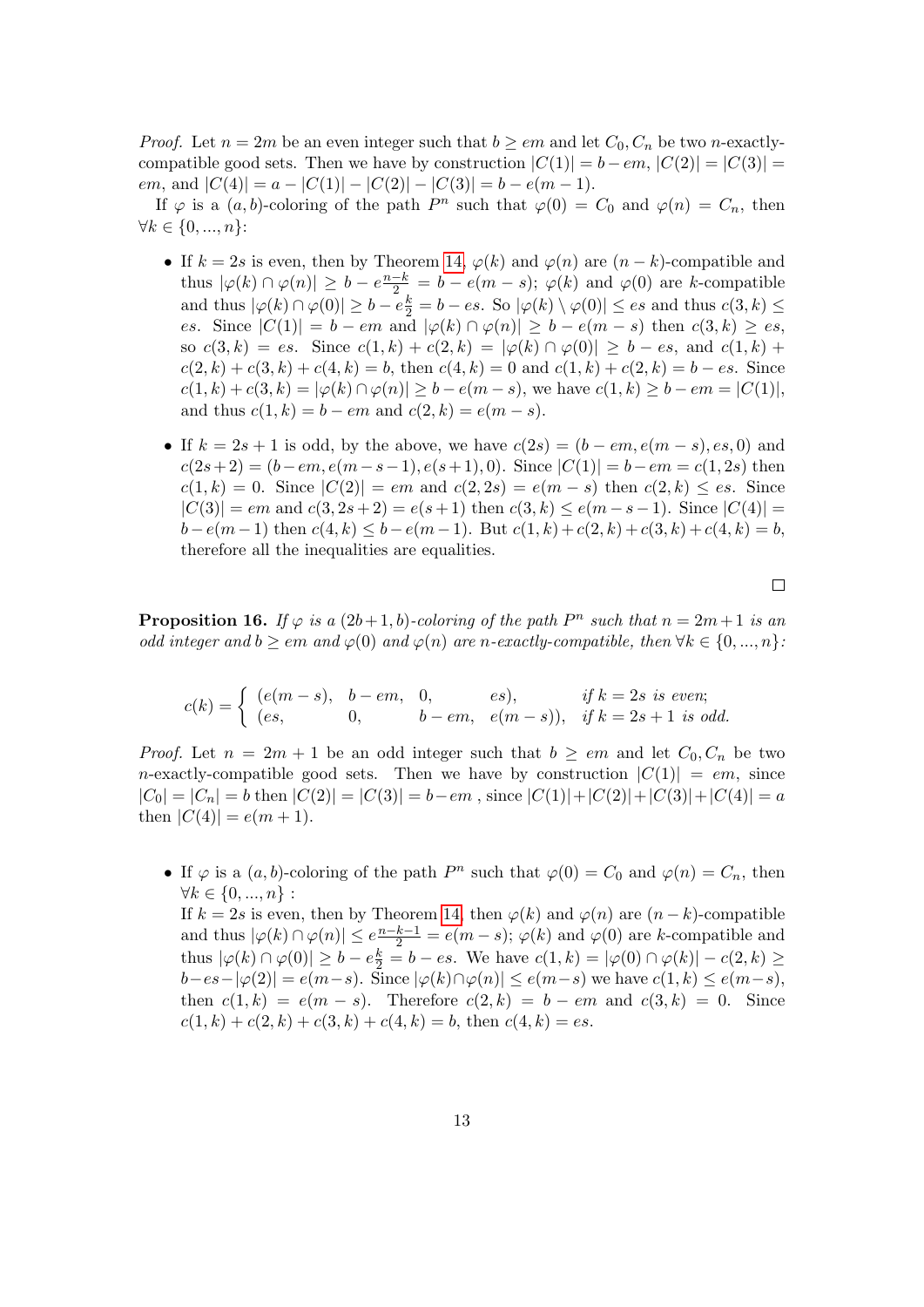*Proof.* Let $n = 2m$ be an even integer such that $b \geq em$ and let $C_0, C_n$ be two $n$-exactly-compatible good sets. Then we have by construction $|C(1)| = b - em$, $|C(2)| = |C(3)| = em$, and $|C(4)| = a - |C(1)| - |C(2)| - |C(3)| = b - e(m-1)$.

If $\varphi$ is a $(a, b)$-coloring of the path $P^n$ such that $\varphi(0) = C_0$ and $\varphi(n) = C_n$, then $\forall k \in \{0, ..., n\}$:

- If $k = 2s$ is even, then by Theorem 14, $\varphi(k)$ and $\varphi(n)$ are $(n-k)$-compatible and thus $|\varphi(k) \cap \varphi(n)| \geq b - e\frac{n-k}{2} = b - e(m-s)$; $\varphi(k)$ and $\varphi(0)$ are $k$-compatible and thus $|\varphi(k) \cap \varphi(0)| \geq b - e\frac{k}{2} = b - es$. So $|\varphi(k) \setminus \varphi(0)| \leq es$ and thus $c(3, k) \leq es$. Since $|C(1)| = b - em$ and $|\varphi(k) \cap \varphi(n)| \geq b - e(m-s)$ then $c(3, k) \geq es$, so $c(3, k) = es$. Since $c(1, k) + c(2, k) = |\varphi(k) \cap \varphi(0)| \geq b - es$, and $c(1, k) + c(2, k) + c(3, k) + c(4, k) = b$, then $c(4, k) = 0$ and $c(1, k) + c(2, k) = b - es$. Since $c(1, k) + c(3, k) = |\varphi(k) \cap \varphi(n)| \geq b - e(m-s)$, we have $c(1, k) \geq b - em = |C(1)|$, and thus $c(1, k) = b - em$ and $c(2, k) = e(m-s)$.
- If $k = 2s+1$ is odd, by the above, we have $c(2s) = (b - em, e(m-s), es, 0)$ and $c(2s+2) = (b - em, e(m-s-1), e(s+1), 0)$. Since $|C(1)| = b - em = c(1, 2s)$ then $c(1, k) = 0$. Since $|C(2)| = em$ and $c(2, 2s) = e(m-s)$ then $c(2, k) \leq es$. Since $|C(3)| = em$ and $c(3, 2s+2) = e(s+1)$ then $c(3, k) \leq e(m-s-1)$. Since $|C(4)| = b - e(m-1)$ then $c(4, k) \leq b - e(m-1)$. But $c(1, k) + c(2, k) + c(3, k) + c(4, k) = b$, therefore all the inequalities are equalities.

$\square$

**Proposition 16.** *If $\varphi$ is a $(2b+1, b)$-coloring of the path $P^n$ such that $n = 2m+1$ is an odd integer and $b \geq em$ and $\varphi(0)$ and $\varphi(n)$ are $n$-exactly-compatible, then $\forall k \in \{0, ..., n\}$:*

$$c(k) = \begin{cases} (e(m-s), & b - em, & 0, & es), & \text{if } k = 2s \text{ is even;} \\ (es, & 0, & b - em, & e(m-s)), & \text{if } k = 2s+1 \text{ is odd.} \end{cases}$$

*Proof.* Let $n = 2m+1$ be an odd integer such that $b \geq em$ and let $C_0, C_n$ be two $n$-exactly-compatible good sets. Then we have by construction $|C(1)| = em$, since $|C_0| = |C_n| = b$ then $|C(2)| = |C(3)| = b - em$ , since $|C(1)| + |C(2)| + |C(3)| + |C(4)| = a$ then $|C(4)| = e(m+1)$.

- If $\varphi$ is a $(a, b)$-coloring of the path $P^n$ such that $\varphi(0) = C_0$ and $\varphi(n) = C_n$, then $\forall k \in \{0, ..., n\}$ :
  If $k = 2s$ is even, then by Theorem 14, then $\varphi(k)$ and $\varphi(n)$ are $(n-k)$-compatible and thus $|\varphi(k) \cap \varphi(n)| \leq e\frac{n-k-1}{2} = e(m-s)$; $\varphi(k)$ and $\varphi(0)$ are $k$-compatible and thus $|\varphi(k) \cap \varphi(0)| \geq b - e\frac{k}{2} = b - es$. We have $c(1, k) = |\varphi(0) \cap \varphi(k)| - c(2, k) \geq b - es - |\varphi(2)| = e(m-s)$. Since $|\varphi(k) \cap \varphi(n)| \leq e(m-s)$ we have $c(1, k) \leq e(m-s)$, then $c(1, k) = e(m-s)$. Therefore $c(2, k) = b - em$ and $c(3, k) = 0$. Since $c(1, k) + c(2, k) + c(3, k) + c(4, k) = b$, then $c(4, k) = es$.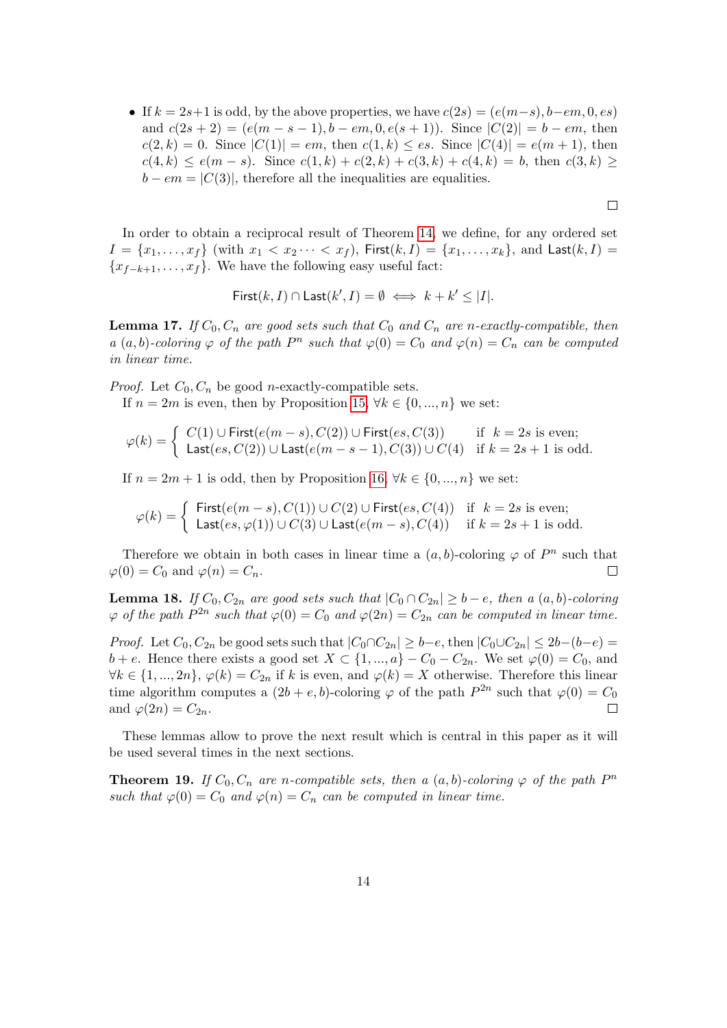- If $k = 2s+1$ is odd, by the above properties, we have $c(2s) = (e(m-s), b-em, 0, es)$ and $c(2s+2) = (e(m-s-1), b-em, 0, e(s+1))$. Since $|C(2)| = b-em$, then $c(2,k) = 0$. Since $|C(1)| = em$, then $c(1,k) \leq es$. Since $|C(4)| = e(m+1)$, then $c(4,k) \leq e(m-s)$. Since $c(1,k)+c(2,k)+c(3,k)+c(4,k) = b$, then $c(3,k) \geq b-em = |C(3)|$, therefore all the inequalities are equalities.

□

In order to obtain a reciprocal result of Theorem 14, we define, for any ordered set $I = \{x_1, \ldots, x_f\}$ (with $x_1 < x_2 \cdots < x_f$), $\mathsf{First}(k, I) = \{x_1, \ldots, x_k\}$, and $\mathsf{Last}(k, I) = \{x_{f-k+1}, \ldots, x_f\}$. We have the following easy useful fact:

$$\mathsf{First}(k, I) \cap \mathsf{Last}(k', I) = \emptyset \iff k + k' \leq |I|.$$

**Lemma 17.** *If $C_0, C_n$ are good sets such that $C_0$ and $C_n$ are $n$-exactly-compatible, then a $(a,b)$-coloring $\varphi$ of the path $P^n$ such that $\varphi(0) = C_0$ and $\varphi(n) = C_n$ can be computed in linear time.*

*Proof.* Let $C_0, C_n$ be good $n$-exactly-compatible sets.

If $n = 2m$ is even, then by Proposition 15, $\forall k \in \{0, ..., n\}$ we set:

$$\varphi(k) = \begin{cases} C(1) \cup \mathsf{First}(e(m-s), C(2)) \cup \mathsf{First}(es, C(3)) & \text{if } \ k = 2s \text{ is even;} \\ \mathsf{Last}(es, C(2)) \cup \mathsf{Last}(e(m-s-1), C(3)) \cup C(4) & \text{if } k = 2s+1 \text{ is odd.} \end{cases}$$

If $n = 2m+1$ is odd, then by Proposition 16, $\forall k \in \{0, ..., n\}$ we set:

$$\varphi(k) = \begin{cases} \mathsf{First}(e(m-s), C(1)) \cup C(2) \cup \mathsf{First}(es, C(4)) & \text{if } \ k = 2s \text{ is even;} \\ \mathsf{Last}(es, \varphi(1)) \cup C(3) \cup \mathsf{Last}(e(m-s), C(4)) & \text{if } k = 2s+1 \text{ is odd.} \end{cases}$$

Therefore we obtain in both cases in linear time a $(a,b)$-coloring $\varphi$ of $P^n$ such that $\varphi(0) = C_0$ and $\varphi(n) = C_n$. □

**Lemma 18.** *If $C_0, C_{2n}$ are good sets such that $|C_0 \cap C_{2n}| \geq b-e$, then a $(a,b)$-coloring $\varphi$ of the path $P^{2n}$ such that $\varphi(0) = C_0$ and $\varphi(2n) = C_{2n}$ can be computed in linear time.*

*Proof.* Let $C_0, C_{2n}$ be good sets such that $|C_0 \cap C_{2n}| \geq b-e$, then $|C_0 \cup C_{2n}| \leq 2b-(b-e) = b+e$. Hence there exists a good set $X \subset \{1, ..., a\} - C_0 - C_{2n}$. We set $\varphi(0) = C_0$, and $\forall k \in \{1, ..., 2n\}$, $\varphi(k) = C_{2n}$ if $k$ is even, and $\varphi(k) = X$ otherwise. Therefore this linear time algorithm computes a $(2b+e, b)$-coloring $\varphi$ of the path $P^{2n}$ such that $\varphi(0) = C_0$ and $\varphi(2n) = C_{2n}$. □

These lemmas allow to prove the next result which is central in this paper as it will be used several times in the next sections.

**Theorem 19.** *If $C_0, C_n$ are $n$-compatible sets, then a $(a,b)$-coloring $\varphi$ of the path $P^n$ such that $\varphi(0) = C_0$ and $\varphi(n) = C_n$ can be computed in linear time.*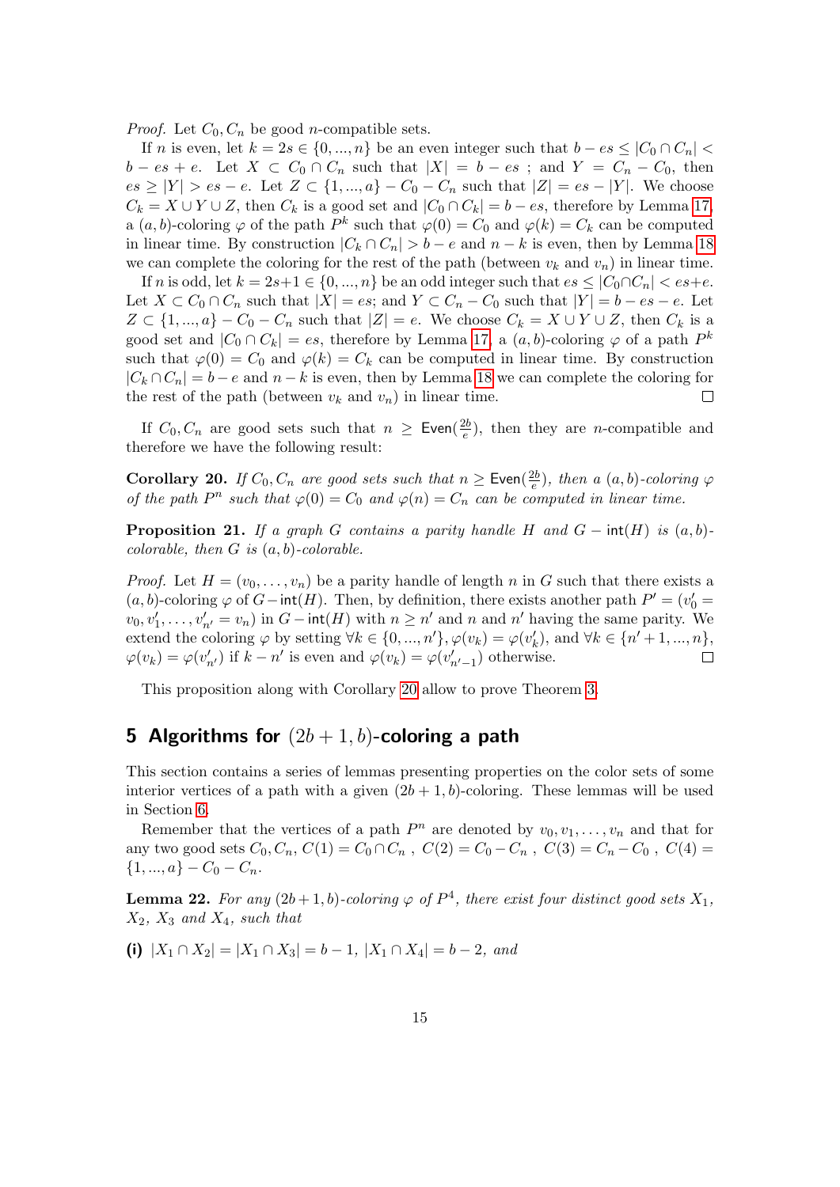*Proof.* Let $C_0, C_n$ be good $n$-compatible sets.

If $n$ is even, let $k = 2s \in \{0, ..., n\}$ be an even integer such that $b - es \leq |C_0 \cap C_n| < b - es + e$. Let $X \subset C_0 \cap C_n$ such that $|X| = b - es$ ; and $Y = C_n - C_0$, then $es \geq |Y| > es - e$. Let $Z \subset \{1, ..., a\} - C_0 - C_n$ such that $|Z| = es - |Y|$. We choose $C_k = X \cup Y \cup Z$, then $C_k$ is a good set and $|C_0 \cap C_k| = b - es$, therefore by Lemma 17, a $(a, b)$-coloring $\varphi$ of the path $P^k$ such that $\varphi(0) = C_0$ and $\varphi(k) = C_k$ can be computed in linear time. By construction $|C_k \cap C_n| > b - e$ and $n - k$ is even, then by Lemma 18 we can complete the coloring for the rest of the path (between $v_k$ and $v_n$) in linear time.

If $n$ is odd, let $k = 2s+1 \in \{0, ..., n\}$ be an odd integer such that $es \leq |C_0 \cap C_n| < es+e$. Let $X \subset C_0 \cap C_n$ such that $|X| = es$; and $Y \subset C_n - C_0$ such that $|Y| = b - es - e$. Let $Z \subset \{1, ..., a\} - C_0 - C_n$ such that $|Z| = e$. We choose $C_k = X \cup Y \cup Z$, then $C_k$ is a good set and $|C_0 \cap C_k| = es$, therefore by Lemma 17, a $(a, b)$-coloring $\varphi$ of a path $P^k$ such that $\varphi(0) = C_0$ and $\varphi(k) = C_k$ can be computed in linear time. By construction $|C_k \cap C_n| = b - e$ and $n - k$ is even, then by Lemma 18 we can complete the coloring for the rest of the path (between $v_k$ and $v_n$) in linear time. $\square$

If $C_0, C_n$ are good sets such that $n \geq \mathsf{Even}(\frac{2b}{e})$, then they are $n$-compatible and therefore we have the following result:

**Corollary 20.** *If $C_0, C_n$ are good sets such that $n \geq \mathsf{Even}(\frac{2b}{e})$, then a $(a, b)$-coloring $\varphi$ of the path $P^n$ such that $\varphi(0) = C_0$ and $\varphi(n) = C_n$ can be computed in linear time.*

**Proposition 21.** *If a graph $G$ contains a parity handle $H$ and $G - \mathsf{int}(H)$ is $(a, b)$-colorable, then $G$ is $(a, b)$-colorable.*

*Proof.* Let $H = (v_0, \ldots, v_n)$ be a parity handle of length $n$ in $G$ such that there exists a $(a, b)$-coloring $\varphi$ of $G - \mathsf{int}(H)$. Then, by definition, there exists another path $P' = (v'_0 = v_0, v'_1, \ldots, v'_{n'} = v_n)$ in $G - \mathsf{int}(H)$ with $n \geq n'$ and $n$ and $n'$ having the same parity. We extend the coloring $\varphi$ by setting $\forall k \in \{0, ..., n'\}, \varphi(v_k) = \varphi(v'_k)$, and $\forall k \in \{n' + 1, ..., n\}$, $\varphi(v_k) = \varphi(v'_{n'})$ if $k - n'$ is even and $\varphi(v_k) = \varphi(v'_{n'-1})$ otherwise. $\square$

This proposition along with Corollary 20 allow to prove Theorem 3.

## 5 Algorithms for $(2b + 1, b)$-coloring a path

This section contains a series of lemmas presenting properties on the color sets of some interior vertices of a path with a given $(2b + 1, b)$-coloring. These lemmas will be used in Section 6.

Remember that the vertices of a path $P^n$ are denoted by $v_0, v_1, \ldots, v_n$ and that for any two good sets $C_0, C_n$, $C(1) = C_0 \cap C_n$ , $C(2) = C_0 - C_n$ , $C(3) = C_n - C_0$ , $C(4) = \{1, ..., a\} - C_0 - C_n$.

**Lemma 22.** *For any $(2b + 1, b)$-coloring $\varphi$ of $P^4$, there exist four distinct good sets $X_1$, $X_2$, $X_3$ and $X_4$, such that*

**(i)** $|X_1 \cap X_2| = |X_1 \cap X_3| = b - 1$, $|X_1 \cap X_4| = b - 2$, *and*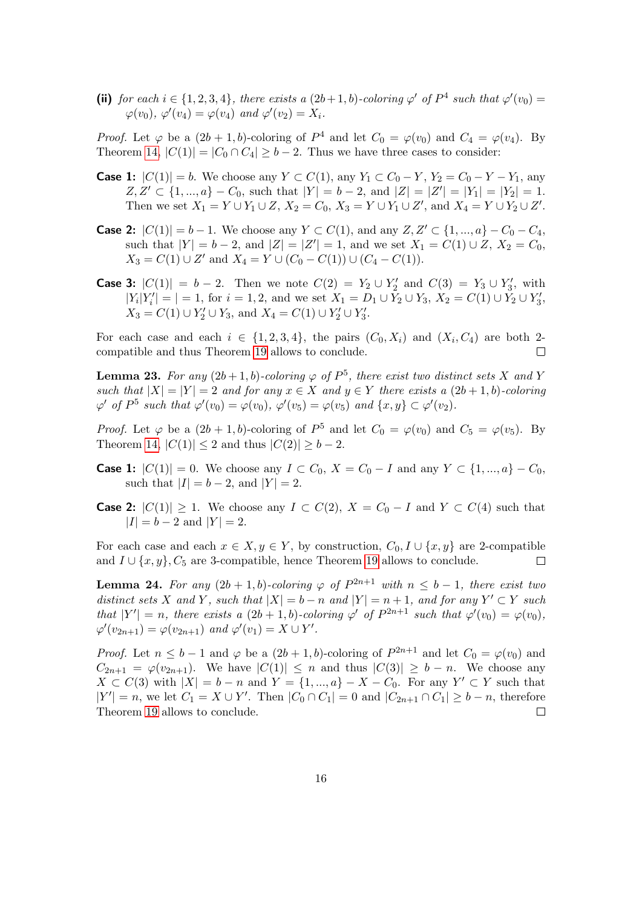**(ii)** *for each $i \in \{1,2,3,4\}$, there exists a $(2b+1,b)$-coloring $\varphi'$ of $P^4$ such that $\varphi'(v_0) = \varphi(v_0)$, $\varphi'(v_4) = \varphi(v_4)$ and $\varphi'(v_2) = X_i$.*

*Proof.* Let $\varphi$ be a $(2b+1,b)$-coloring of $P^4$ and let $C_0 = \varphi(v_0)$ and $C_4 = \varphi(v_4)$. By Theorem 14, $|C(1)| = |C_0 \cap C_4| \geq b-2$. Thus we have three cases to consider:

**Case 1:** $|C(1)| = b$. We choose any $Y \subset C(1)$, any $Y_1 \subset C_0 - Y$, $Y_2 = C_0 - Y - Y_1$, any $Z, Z' \subset \{1,...,a\} - C_0$, such that $|Y| = b-2$, and $|Z| = |Z'| = |Y_1| = |Y_2| = 1$. Then we set $X_1 = Y \cup Y_1 \cup Z$, $X_2 = C_0$, $X_3 = Y \cup Y_1 \cup Z'$, and $X_4 = Y \cup Y_2 \cup Z'$.

**Case 2:** $|C(1)| = b-1$. We choose any $Y \subset C(1)$, and any $Z, Z' \subset \{1,...,a\} - C_0 - C_4$, such that $|Y| = b-2$, and $|Z| = |Z'| = 1$, and we set $X_1 = C(1) \cup Z$, $X_2 = C_0$, $X_3 = C(1) \cup Z'$ and $X_4 = Y \cup (C_0 - C(1)) \cup (C_4 - C(1))$.

**Case 3:** $|C(1)| = b-2$. Then we note $C(2) = Y_2 \cup Y_2'$ and $C(3) = Y_3 \cup Y_3'$, with $|Y_i| Y_i'| = | = 1$, for $i = 1,2$, and we set $X_1 = D_1 \cup Y_2 \cup Y_3$, $X_2 = C(1) \cup Y_2 \cup Y_3'$, $X_3 = C(1) \cup Y_2' \cup Y_3$, and $X_4 = C(1) \cup Y_2' \cup Y_3'$.

For each case and each $i \in \{1,2,3,4\}$, the pairs $(C_0, X_i)$ and $(X_i, C_4)$ are both 2-compatible and thus Theorem 19 allows to conclude. □

**Lemma 23.** *For any $(2b+1,b)$-coloring $\varphi$ of $P^5$, there exist two distinct sets $X$ and $Y$ such that $|X| = |Y| = 2$ and for any $x \in X$ and $y \in Y$ there exists a $(2b+1,b)$-coloring $\varphi'$ of $P^5$ such that $\varphi'(v_0) = \varphi(v_0)$, $\varphi'(v_5) = \varphi(v_5)$ and $\{x,y\} \subset \varphi'(v_2)$.*

*Proof.* Let $\varphi$ be a $(2b+1,b)$-coloring of $P^5$ and let $C_0 = \varphi(v_0)$ and $C_5 = \varphi(v_5)$. By Theorem 14, $|C(1)| \leq 2$ and thus $|C(2)| \geq b-2$.

**Case 1:** $|C(1)| = 0$. We choose any $I \subset C_0$, $X = C_0 - I$ and any $Y \subset \{1,...,a\} - C_0$, such that $|I| = b-2$, and $|Y| = 2$.

**Case 2:** $|C(1)| \geq 1$. We choose any $I \subset C(2)$, $X = C_0 - I$ and $Y \subset C(4)$ such that $|I| = b-2$ and $|Y| = 2$.

For each case and each $x \in X, y \in Y$, by construction, $C_0, I \cup \{x,y\}$ are 2-compatible and $I \cup \{x,y\}, C_5$ are 3-compatible, hence Theorem 19 allows to conclude. □

**Lemma 24.** *For any $(2b+1,b)$-coloring $\varphi$ of $P^{2n+1}$ with $n \leq b-1$, there exist two distinct sets $X$ and $Y$, such that $|X| = b-n$ and $|Y| = n+1$, and for any $Y' \subset Y$ such that $|Y'| = n$, there exists a $(2b+1,b)$-coloring $\varphi'$ of $P^{2n+1}$ such that $\varphi'(v_0) = \varphi(v_0)$, $\varphi'(v_{2n+1}) = \varphi(v_{2n+1})$ and $\varphi'(v_1) = X \cup Y'$.*

*Proof.* Let $n \leq b-1$ and $\varphi$ be a $(2b+1,b)$-coloring of $P^{2n+1}$ and let $C_0 = \varphi(v_0)$ and $C_{2n+1} = \varphi(v_{2n+1})$. We have $|C(1)| \leq n$ and thus $|C(3)| \geq b-n$. We choose any $X \subset C(3)$ with $|X| = b-n$ and $Y = \{1,...,a\} - X - C_0$. For any $Y' \subset Y$ such that $|Y'| = n$, we let $C_1 = X \cup Y'$. Then $|C_0 \cap C_1| = 0$ and $|C_{2n+1} \cap C_1| \geq b-n$, therefore Theorem 19 allows to conclude. □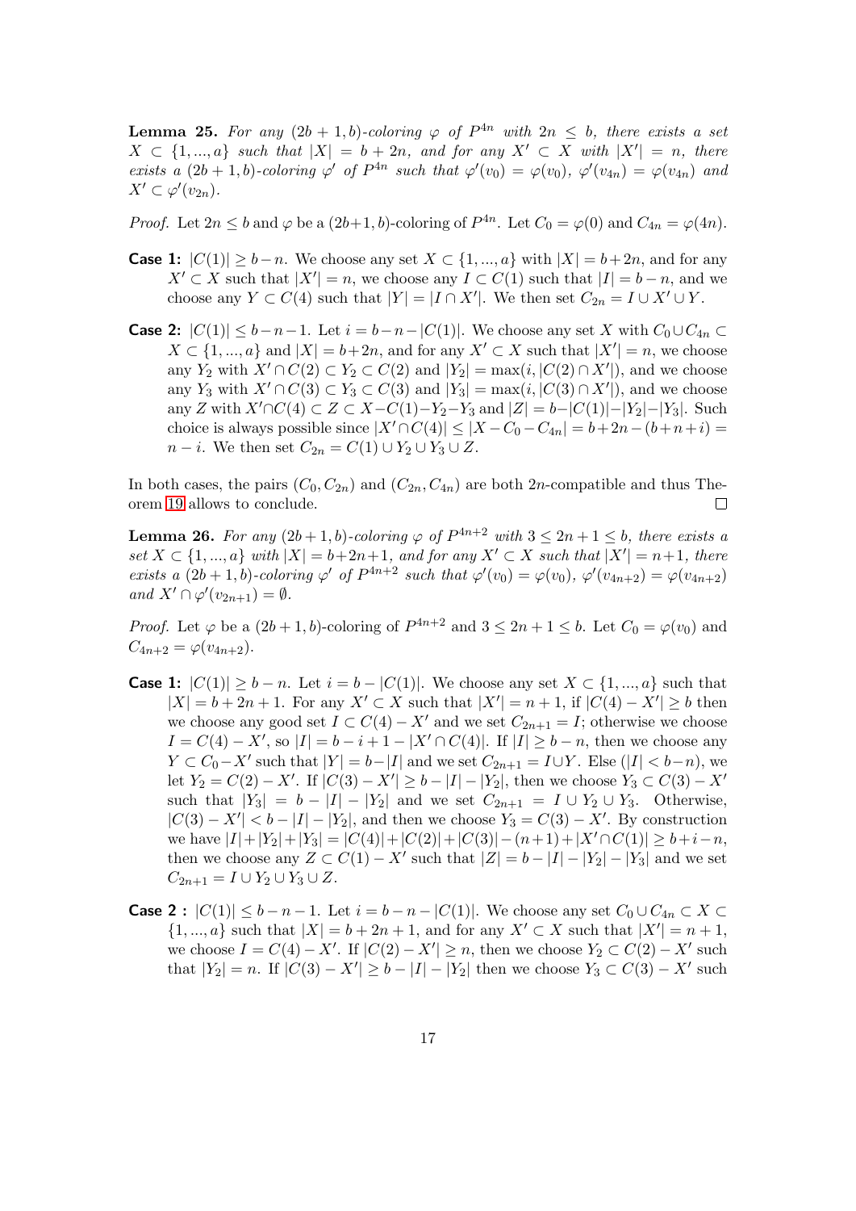**Lemma 25.** *For any $(2b+1, b)$-coloring $\varphi$ of $P^{4n}$ with $2n \leq b$, there exists a set $X \subset \{1, ..., a\}$ such that $|X| = b + 2n$, and for any $X' \subset X$ with $|X'| = n$, there exists a $(2b+1, b)$-coloring $\varphi'$ of $P^{4n}$ such that $\varphi'(v_0) = \varphi(v_0)$, $\varphi'(v_{4n}) = \varphi(v_{4n})$ and $X' \subset \varphi'(v_{2n})$.*

*Proof.* Let $2n \leq b$ and $\varphi$ be a $(2b+1, b)$-coloring of $P^{4n}$. Let $C_0 = \varphi(0)$ and $C_{4n} = \varphi(4n)$.

- **Case 1:** $|C(1)| \geq b - n$. We choose any set $X \subset \{1, ..., a\}$ with $|X| = b + 2n$, and for any $X' \subset X$ such that $|X'| = n$, we choose any $I \subset C(1)$ such that $|I| = b - n$, and we choose any $Y \subset C(4)$ such that $|Y| = |I \cap X'|$. We then set $C_{2n} = I \cup X' \cup Y$.

- **Case 2:** $|C(1)| \leq b - n - 1$. Let $i = b - n - |C(1)|$. We choose any set $X$ with $C_0 \cup C_{4n} \subset X \subset \{1, ..., a\}$ and $|X| = b + 2n$, and for any $X' \subset X$ such that $|X'| = n$, we choose any $Y_2$ with $X' \cap C(2) \subset Y_2 \subset C(2)$ and $|Y_2| = \max(i, |C(2) \cap X'|)$, and we choose any $Y_3$ with $X' \cap C(3) \subset Y_3 \subset C(3)$ and $|Y_3| = \max(i, |C(3) \cap X'|)$, and we choose any $Z$ with $X' \cap C(4) \subset Z \subset X - C(1) - Y_2 - Y_3$ and $|Z| = b - |C(1)| - |Y_2| - |Y_3|$. Such choice is always possible since $|X' \cap C(4)| \leq |X - C_0 - C_{4n}| = b + 2n - (b + n + i) = n - i$. We then set $C_{2n} = C(1) \cup Y_2 \cup Y_3 \cup Z$.

In both cases, the pairs $(C_0, C_{2n})$ and $(C_{2n}, C_{4n})$ are both $2n$-compatible and thus Theorem 19 allows to conclude. $\square$

**Lemma 26.** *For any $(2b+1, b)$-coloring $\varphi$ of $P^{4n+2}$ with $3 \leq 2n+1 \leq b$, there exists a set $X \subset \{1, ..., a\}$ with $|X| = b + 2n + 1$, and for any $X' \subset X$ such that $|X'| = n + 1$, there exists a $(2b+1, b)$-coloring $\varphi'$ of $P^{4n+2}$ such that $\varphi'(v_0) = \varphi(v_0)$, $\varphi'(v_{4n+2}) = \varphi(v_{4n+2})$ and $X' \cap \varphi'(v_{2n+1}) = \emptyset$.*

*Proof.* Let $\varphi$ be a $(2b+1, b)$-coloring of $P^{4n+2}$ and $3 \leq 2n+1 \leq b$. Let $C_0 = \varphi(v_0)$ and $C_{4n+2} = \varphi(v_{4n+2})$.

- **Case 1:** $|C(1)| \geq b - n$. Let $i = b - |C(1)|$. We choose any set $X \subset \{1, ..., a\}$ such that $|X| = b + 2n + 1$. For any $X' \subset X$ such that $|X'| = n + 1$, if $|C(4) - X'| \geq b$ then we choose any good set $I \subset C(4) - X'$ and we set $C_{2n+1} = I$; otherwise we choose $I = C(4) - X'$, so $|I| = b - i + 1 - |X' \cap C(4)|$. If $|I| \geq b - n$, then we choose any $Y \subset C_0 - X'$ such that $|Y| = b - |I|$ and we set $C_{2n+1} = I \cup Y$. Else ($|I| < b - n$), we let $Y_2 = C(2) - X'$. If $|C(3) - X'| \geq b - |I| - |Y_2|$, then we choose $Y_3 \subset C(3) - X'$ such that $|Y_3| = b - |I| - |Y_2|$ and we set $C_{2n+1} = I \cup Y_2 \cup Y_3$. Otherwise, $|C(3) - X'| < b - |I| - |Y_2|$, and then we choose $Y_3 = C(3) - X'$. By construction we have $|I| + |Y_2| + |Y_3| = |C(4)| + |C(2)| + |C(3)| - (n+1) + |X' \cap C(1)| \geq b + i - n$, then we choose any $Z \subset C(1) - X'$ such that $|Z| = b - |I| - |Y_2| - |Y_3|$ and we set $C_{2n+1} = I \cup Y_2 \cup Y_3 \cup Z$.

- **Case 2 :** $|C(1)| \leq b - n - 1$. Let $i = b - n - |C(1)|$. We choose any set $C_0 \cup C_{4n} \subset X \subset \{1, ..., a\}$ such that $|X| = b + 2n + 1$, and for any $X' \subset X$ such that $|X'| = n + 1$, we choose $I = C(4) - X'$. If $|C(2) - X'| \geq n$, then we choose $Y_2 \subset C(2) - X'$ such that $|Y_2| = n$. If $|C(3) - X'| \geq b - |I| - |Y_2|$ then we choose $Y_3 \subset C(3) - X'$ such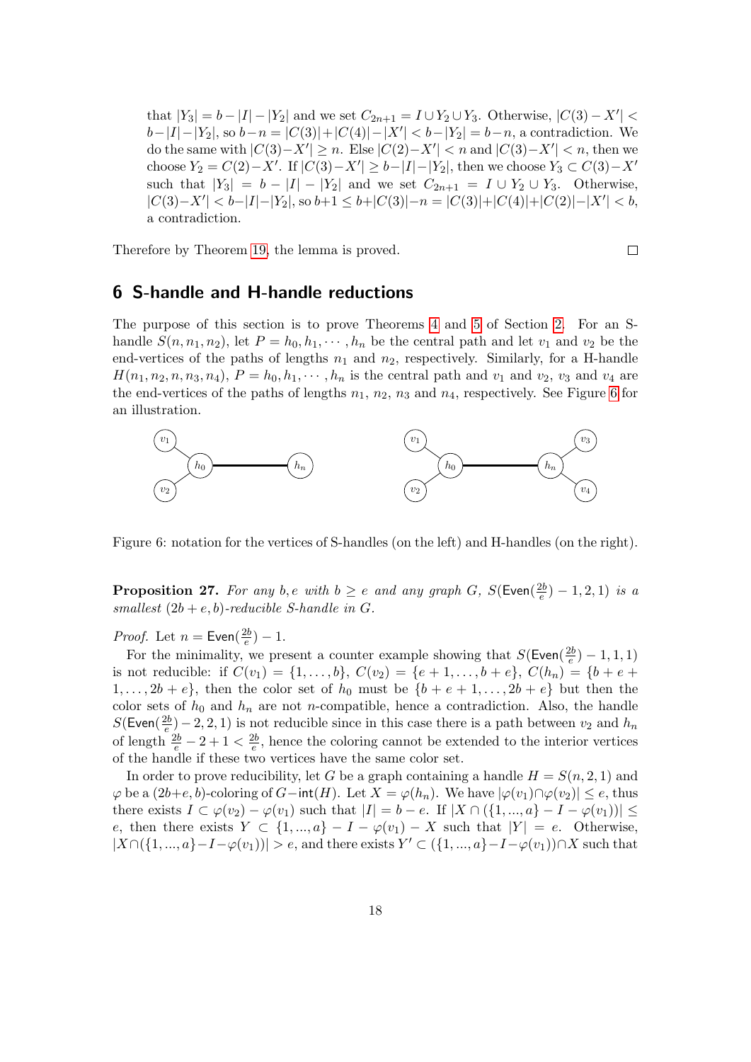that $|Y_3| = b - |I| - |Y_2|$ and we set $C_{2n+1} = I \cup Y_2 \cup Y_3$. Otherwise, $|C(3) - X'| < b - |I| - |Y_2|$, so $b - n = |C(3)| + |C(4)| - |X'| < b - |Y_2| = b - n$, a contradiction. We do the same with $|C(3) - X'| \geq n$. Else $|C(2) - X'| < n$ and $|C(3) - X'| < n$, then we choose $Y_2 = C(2) - X'$. If $|C(3) - X'| \geq b - |I| - |Y_2|$, then we choose $Y_3 \subset C(3) - X'$ such that $|Y_3| = b - |I| - |Y_2|$ and we set $C_{2n+1} = I \cup Y_2 \cup Y_3$. Otherwise, $|C(3) - X'| < b - |I| - |Y_2|$, so $b + 1 \leq b + |C(3)| - n = |C(3)| + |C(4)| + |C(2)| - |X'| < b$, a contradiction.

Therefore by Theorem 19, the lemma is proved. ◻

## 6 S-handle and H-handle reductions

The purpose of this section is to prove Theorems 4 and 5 of Section 2. For an S-handle $S(n, n_1, n_2)$, let $P = h_0, h_1, \cdots, h_n$ be the central path and let $v_1$ and $v_2$ be the end-vertices of the paths of lengths $n_1$ and $n_2$, respectively. Similarly, for a H-handle $H(n_1, n_2, n, n_3, n_4)$, $P = h_0, h_1, \cdots, h_n$ is the central path and $v_1$ and $v_2$, $v_3$ and $v_4$ are the end-vertices of the paths of lengths $n_1$, $n_2$, $n_3$ and $n_4$, respectively. See Figure 6 for an illustration.

Figure 6: notation for the vertices of S-handles (on the left) and H-handles (on the right).

**Proposition 27.** *For any $b, e$ with $b \geq e$ and any graph $G$, $S(\mathsf{Even}(\frac{2b}{e}) - 1, 2, 1)$ is a smallest $(2b + e, b)$-reducible S-handle in $G$.*

*Proof.* Let $n = \mathsf{Even}(\frac{2b}{e}) - 1$.

For the minimality, we present a counter example showing that $S(\mathsf{Even}(\frac{2b}{e}) - 1, 1, 1)$ is not reducible: if $C(v_1) = \{1, \ldots, b\}$, $C(v_2) = \{e + 1, \ldots, b + e\}$, $C(h_n) = \{b + e + 1, \ldots, 2b + e\}$, then the color set of $h_0$ must be $\{b + e + 1, \ldots, 2b + e\}$ but then the color sets of $h_0$ and $h_n$ are not $n$-compatible, hence a contradiction. Also, the handle $S(\mathsf{Even}(\frac{2b}{e}) - 2, 2, 1)$ is not reducible since in this case there is a path between $v_2$ and $h_n$ of length $\frac{2b}{e} - 2 + 1 < \frac{2b}{e}$, hence the coloring cannot be extended to the interior vertices of the handle if these two vertices have the same color set.

In order to prove reducibility, let $G$ be a graph containing a handle $H = S(n, 2, 1)$ and $\varphi$ be a $(2b+e, b)$-coloring of $G - \mathsf{int}(H)$. Let $X = \varphi(h_n)$. We have $|\varphi(v_1) \cap \varphi(v_2)| \leq e$, thus there exists $I \subset \varphi(v_2) - \varphi(v_1)$ such that $|I| = b - e$. If $|X \cap (\{1, ..., a\} - I - \varphi(v_1))| \leq e$, then there exists $Y \subset \{1, ..., a\} - I - \varphi(v_1) - X$ such that $|Y| = e$. Otherwise, $|X \cap (\{1, ..., a\} - I - \varphi(v_1))| > e$, and there exists $Y' \subset (\{1, ..., a\} - I - \varphi(v_1)) \cap X$ such that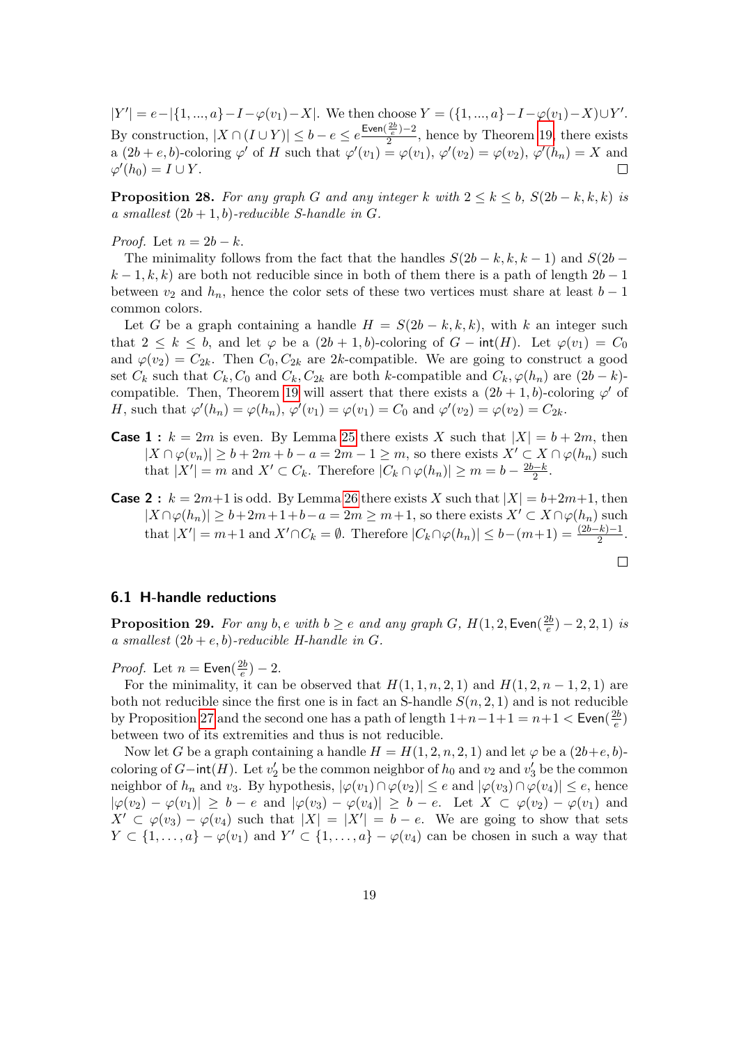$|Y'| = e - |\{1,...,a\} - I - \varphi(v_1) - X|$. We then choose $Y = (\{1,...,a\} - I - \varphi(v_1) - X) \cup Y'$. By construction, $|X \cap (I \cup Y)| \leq b - e \leq e\frac{\mathsf{Even}(\frac{2b}{e})-2}{2}$, hence by Theorem 19, there exists a $(2b+e, b)$-coloring $\varphi'$ of $H$ such that $\varphi'(v_1) = \varphi(v_1)$, $\varphi'(v_2) = \varphi(v_2)$, $\varphi'(h_n) = X$ and $\varphi'(h_0) = I \cup Y$. □

**Proposition 28.** *For any graph $G$ and any integer $k$ with $2 \leq k \leq b$, $S(2b-k, k, k)$ is a smallest $(2b+1, b)$-reducible S-handle in $G$.*

*Proof.* Let $n = 2b - k$.

The minimality follows from the fact that the handles $S(2b-k, k, k-1)$ and $S(2b-k-1, k, k)$ are both not reducible since in both of them there is a path of length $2b-1$ between $v_2$ and $h_n$, hence the color sets of these two vertices must share at least $b-1$ common colors.

Let $G$ be a graph containing a handle $H = S(2b-k, k, k)$, with $k$ an integer such that $2 \leq k \leq b$, and let $\varphi$ be a $(2b+1, b)$-coloring of $G - \mathsf{int}(H)$. Let $\varphi(v_1) = C_0$ and $\varphi(v_2) = C_{2k}$. Then $C_0, C_{2k}$ are $2k$-compatible. We are going to construct a good set $C_k$ such that $C_k, C_0$ and $C_k, C_{2k}$ are both $k$-compatible and $C_k, \varphi(h_n)$ are $(2b-k)$-compatible. Then, Theorem 19 will assert that there exists a $(2b+1, b)$-coloring $\varphi'$ of $H$, such that $\varphi'(h_n) = \varphi(h_n)$, $\varphi'(v_1) = \varphi(v_1) = C_0$ and $\varphi'(v_2) = \varphi(v_2) = C_{2k}$.

**Case 1 :** $k = 2m$ is even. By Lemma 25 there exists $X$ such that $|X| = b + 2m$, then $|X \cap \varphi(v_n)| \geq b + 2m + b - a = 2m - 1 \geq m$, so there exists $X' \subset X \cap \varphi(h_n)$ such that $|X'| = m$ and $X' \subset C_k$. Therefore $|C_k \cap \varphi(h_n)| \geq m = b - \frac{2b-k}{2}$.

**Case 2 :** $k = 2m+1$ is odd. By Lemma 26 there exists $X$ such that $|X| = b+2m+1$, then $|X \cap \varphi(h_n)| \geq b+2m+1+b-a = 2m \geq m+1$, so there exists $X' \subset X \cap \varphi(h_n)$ such that $|X'| = m+1$ and $X' \cap C_k = \emptyset$. Therefore $|C_k \cap \varphi(h_n)| \leq b-(m+1) = \frac{(2b-k)-1}{2}$.

□

### 6.1 H-handle reductions

**Proposition 29.** *For any $b, e$ with $b \geq e$ and any graph $G$, $H(1, 2, \mathsf{Even}(\frac{2b}{e}) - 2, 2, 1)$ is a smallest $(2b+e, b)$-reducible H-handle in $G$.*

*Proof.* Let $n = \mathsf{Even}(\frac{2b}{e}) - 2$.

For the minimality, it can be observed that $H(1, 1, n, 2, 1)$ and $H(1, 2, n-1, 2, 1)$ are both not reducible since the first one is in fact an S-handle $S(n, 2, 1)$ and is not reducible by Proposition 27 and the second one has a path of length $1+n-1+1 = n+1 < \mathsf{Even}(\frac{2b}{e})$ between two of its extremities and thus is not reducible.

Now let $G$ be a graph containing a handle $H = H(1, 2, n, 2, 1)$ and let $\varphi$ be a $(2b+e, b)$-coloring of $G - \mathsf{int}(H)$. Let $v_2'$ be the common neighbor of $h_0$ and $v_2$ and $v_3'$ be the common neighbor of $h_n$ and $v_3$. By hypothesis, $|\varphi(v_1) \cap \varphi(v_2)| \leq e$ and $|\varphi(v_3) \cap \varphi(v_4)| \leq e$, hence $|\varphi(v_2) - \varphi(v_1)| \geq b - e$ and $|\varphi(v_3) - \varphi(v_4)| \geq b - e$. Let $X \subset \varphi(v_2) - \varphi(v_1)$ and $X' \subset \varphi(v_3) - \varphi(v_4)$ such that $|X| = |X'| = b - e$. We are going to show that sets $Y \subset \{1, \ldots, a\} - \varphi(v_1)$ and $Y' \subset \{1, \ldots, a\} - \varphi(v_4)$ can be chosen in such a way that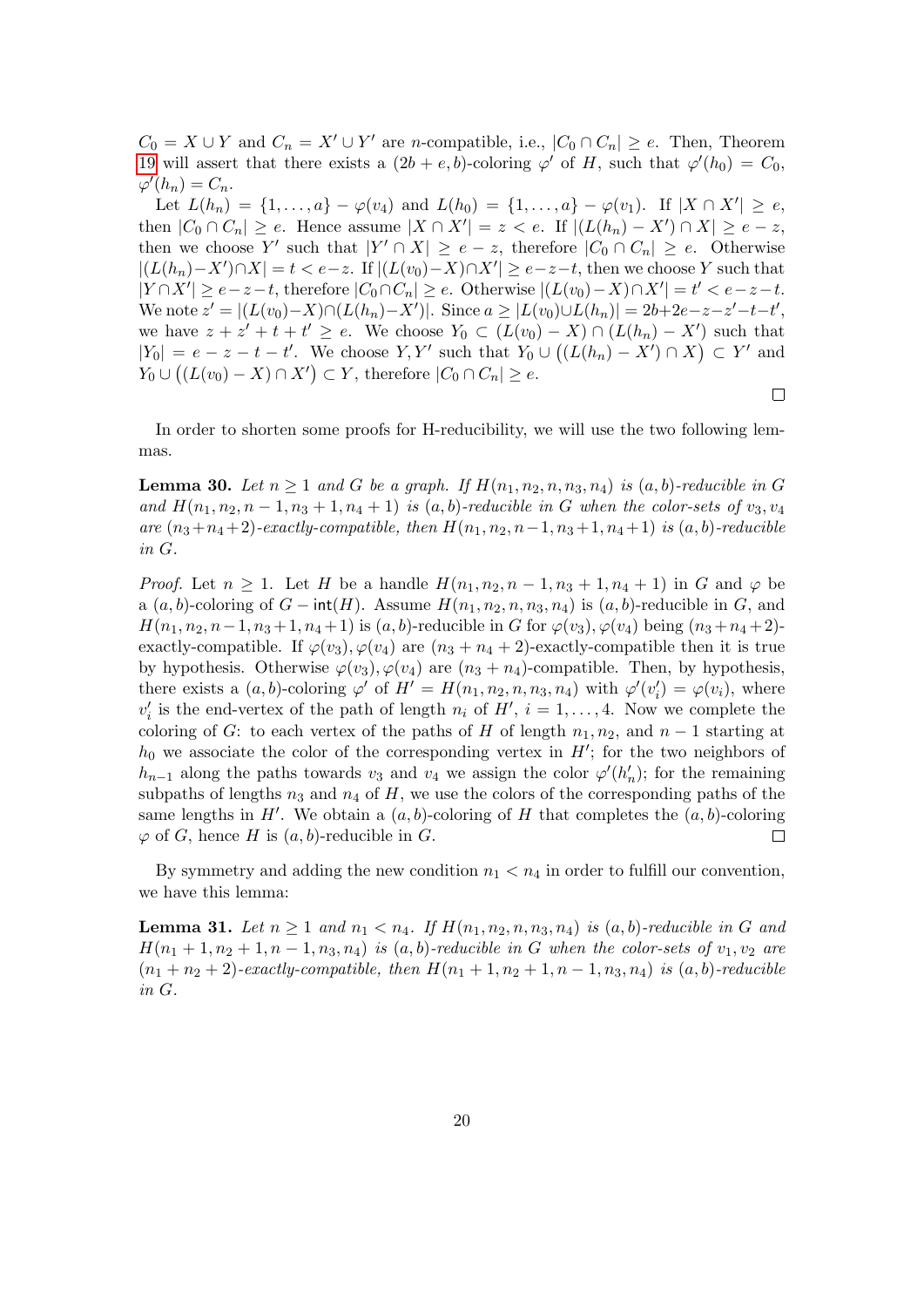$C_0 = X \cup Y$ and $C_n = X' \cup Y'$ are $n$-compatible, i.e., $|C_0 \cap C_n| \geq e$. Then, Theorem 19 will assert that there exists a $(2b+e, b)$-coloring $\varphi'$ of $H$, such that $\varphi'(h_0) = C_0$, $\varphi'(h_n) = C_n$.

Let $L(h_n) = \{1, \ldots, a\} - \varphi(v_4)$ and $L(h_0) = \{1, \ldots, a\} - \varphi(v_1)$. If $|X \cap X'| \geq e$, then $|C_0 \cap C_n| \geq e$. Hence assume $|X \cap X'| = z < e$. If $|(L(h_n) - X') \cap X| \geq e - z$, then we choose $Y'$ such that $|Y' \cap X| \geq e - z$, therefore $|C_0 \cap C_n| \geq e$. Otherwise $|(L(h_n)-X') \cap X| = t < e-z$. If $|(L(v_0)-X) \cap X'| \geq e-z-t$, then we choose $Y$ such that $|Y \cap X'| \geq e-z-t$, therefore $|C_0 \cap C_n| \geq e$. Otherwise $|(L(v_0)-X) \cap X'| = t' < e-z-t$. We note $z' = |(L(v_0)-X) \cap (L(h_n)-X')|$. Since $a \geq |L(v_0) \cup L(h_n)| = 2b+2e-z-z'-t-t'$, we have $z + z' + t + t' \geq e$. We choose $Y_0 \subset (L(v_0) - X) \cap (L(h_n) - X')$ such that $|Y_0| = e - z - t - t'$. We choose $Y, Y'$ such that $Y_0 \cup \big((L(h_n) - X') \cap X\big) \subset Y'$ and $Y_0 \cup \big((L(v_0) - X) \cap X'\big) \subset Y$, therefore $|C_0 \cap C_n| \geq e$.

□

In order to shorten some proofs for H-reducibility, we will use the two following lemmas.

**Lemma 30.** *Let $n \geq 1$ and $G$ be a graph. If $H(n_1, n_2, n, n_3, n_4)$ is $(a, b)$-reducible in $G$ and $H(n_1, n_2, n-1, n_3+1, n_4+1)$ is $(a, b)$-reducible in $G$ when the color-sets of $v_3, v_4$ are $(n_3+n_4+2)$-exactly-compatible, then $H(n_1, n_2, n-1, n_3+1, n_4+1)$ is $(a, b)$-reducible in $G$.*

*Proof.* Let $n \geq 1$. Let $H$ be a handle $H(n_1, n_2, n-1, n_3+1, n_4+1)$ in $G$ and $\varphi$ be a $(a, b)$-coloring of $G - \mathsf{int}(H)$. Assume $H(n_1, n_2, n, n_3, n_4)$ is $(a, b)$-reducible in $G$, and $H(n_1, n_2, n-1, n_3+1, n_4+1)$ is $(a, b)$-reducible in $G$ for $\varphi(v_3), \varphi(v_4)$ being $(n_3+n_4+2)$-exactly-compatible. If $\varphi(v_3), \varphi(v_4)$ are $(n_3+n_4+2)$-exactly-compatible then it is true by hypothesis. Otherwise $\varphi(v_3), \varphi(v_4)$ are $(n_3+n_4)$-compatible. Then, by hypothesis, there exists a $(a, b)$-coloring $\varphi'$ of $H' = H(n_1, n_2, n, n_3, n_4)$ with $\varphi'(v'_i) = \varphi(v_i)$, where $v'_i$ is the end-vertex of the path of length $n_i$ of $H'$, $i = 1, \ldots, 4$. Now we complete the coloring of $G$: to each vertex of the paths of $H$ of length $n_1, n_2$, and $n-1$ starting at $h_0$ we associate the color of the corresponding vertex in $H'$; for the two neighbors of $h_{n-1}$ along the paths towards $v_3$ and $v_4$ we assign the color $\varphi'(h'_n)$; for the remaining subpaths of lengths $n_3$ and $n_4$ of $H$, we use the colors of the corresponding paths of the same lengths in $H'$. We obtain a $(a, b)$-coloring of $H$ that completes the $(a, b)$-coloring $\varphi$ of $G$, hence $H$ is $(a, b)$-reducible in $G$. □

By symmetry and adding the new condition $n_1 < n_4$ in order to fulfill our convention, we have this lemma:

**Lemma 31.** *Let $n \geq 1$ and $n_1 < n_4$. If $H(n_1, n_2, n, n_3, n_4)$ is $(a, b)$-reducible in $G$ and $H(n_1+1, n_2+1, n-1, n_3, n_4)$ is $(a, b)$-reducible in $G$ when the color-sets of $v_1, v_2$ are $(n_1+n_2+2)$-exactly-compatible, then $H(n_1+1, n_2+1, n-1, n_3, n_4)$ is $(a, b)$-reducible in $G$.*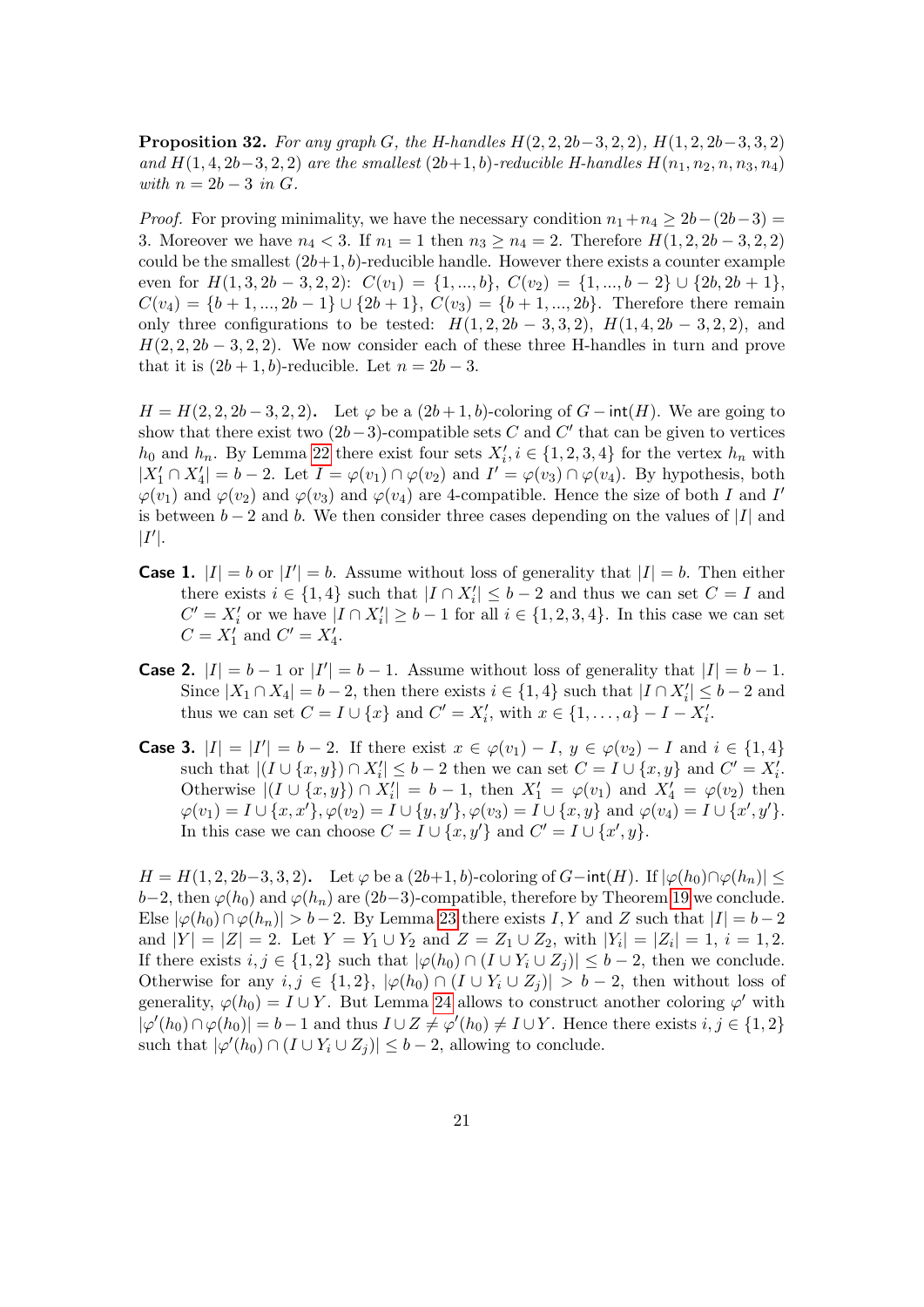**Proposition 32.** *For any graph $G$, the H-handles $H(2,2,2b-3,2,2)$, $H(1,2,2b-3,3,2)$ and $H(1,4,2b-3,2,2)$ are the smallest $(2b+1,b)$-reducible H-handles $H(n_1,n_2,n,n_3,n_4)$ with $n = 2b-3$ in $G$.*

*Proof.* For proving minimality, we have the necessary condition $n_1 + n_4 \geq 2b - (2b-3) = 3$. Moreover we have $n_4 < 3$. If $n_1 = 1$ then $n_3 \geq n_4 = 2$. Therefore $H(1,2,2b-3,2,2)$ could be the smallest $(2b+1,b)$-reducible handle. However there exists a counter example even for $H(1,3,2b-3,2,2)$: $C(v_1) = \{1,...,b\}$, $C(v_2) = \{1,...,b-2\} \cup \{2b, 2b+1\}$, $C(v_4) = \{b+1,...,2b-1\} \cup \{2b+1\}$, $C(v_3) = \{b+1,...,2b\}$. Therefore there remain only three configurations to be tested: $H(1,2,2b-3,3,2)$, $H(1,4,2b-3,2,2)$, and $H(2,2,2b-3,2,2)$. We now consider each of these three H-handles in turn and prove that it is $(2b+1,b)$-reducible. Let $n = 2b-3$.

$H = H(2,2,2b-3,2,2)$. Let $\varphi$ be a $(2b+1,b)$-coloring of $G - \mathsf{int}(H)$. We are going to show that there exist two $(2b-3)$-compatible sets $C$ and $C'$ that can be given to vertices $h_0$ and $h_n$. By Lemma 22 there exist four sets $X'_i, i \in \{1,2,3,4\}$ for the vertex $h_n$ with $|X'_1 \cap X'_4| = b-2$. Let $I = \varphi(v_1) \cap \varphi(v_2)$ and $I' = \varphi(v_3) \cap \varphi(v_4)$. By hypothesis, both $\varphi(v_1)$ and $\varphi(v_2)$ and $\varphi(v_3)$ and $\varphi(v_4)$ are 4-compatible. Hence the size of both $I$ and $I'$ is between $b-2$ and $b$. We then consider three cases depending on the values of $|I|$ and $|I'|$.

**Case 1.** $|I| = b$ or $|I'| = b$. Assume without loss of generality that $|I| = b$. Then either there exists $i \in \{1,4\}$ such that $|I \cap X'_i| \leq b-2$ and thus we can set $C = I$ and $C' = X'_i$ or we have $|I \cap X'_i| \geq b-1$ for all $i \in \{1,2,3,4\}$. In this case we can set $C = X'_1$ and $C' = X'_4$.

**Case 2.** $|I| = b-1$ or $|I'| = b-1$. Assume without loss of generality that $|I| = b-1$. Since $|X_1 \cap X_4| = b-2$, then there exists $i \in \{1,4\}$ such that $|I \cap X'_i| \leq b-2$ and thus we can set $C = I \cup \{x\}$ and $C' = X'_i$, with $x \in \{1,\ldots,a\} - I - X'_i$.

**Case 3.** $|I| = |I'| = b-2$. If there exist $x \in \varphi(v_1) - I$, $y \in \varphi(v_2) - I$ and $i \in \{1,4\}$ such that $|(I \cup \{x,y\}) \cap X'_i| \leq b-2$ then we can set $C = I \cup \{x,y\}$ and $C' = X'_i$. Otherwise $|(I \cup \{x,y\}) \cap X'_i| = b-1$, then $X'_1 = \varphi(v_1)$ and $X'_4 = \varphi(v_2)$ then $\varphi(v_1) = I \cup \{x,x'\}, \varphi(v_2) = I \cup \{y,y'\}, \varphi(v_3) = I \cup \{x,y\}$ and $\varphi(v_4) = I \cup \{x',y'\}$. In this case we can choose $C = I \cup \{x,y'\}$ and $C' = I \cup \{x',y\}$.

$H = H(1,2,2b-3,3,2)$. Let $\varphi$ be a $(2b+1,b)$-coloring of $G - \mathsf{int}(H)$. If $|\varphi(h_0) \cap \varphi(h_n)| \leq b-2$, then $\varphi(h_0)$ and $\varphi(h_n)$ are $(2b-3)$-compatible, therefore by Theorem 19 we conclude. Else $|\varphi(h_0) \cap \varphi(h_n)| > b-2$. By Lemma 23 there exists $I, Y$ and $Z$ such that $|I| = b-2$ and $|Y| = |Z| = 2$. Let $Y = Y_1 \cup Y_2$ and $Z = Z_1 \cup Z_2$, with $|Y_i| = |Z_i| = 1$, $i = 1,2$. If there exists $i,j \in \{1,2\}$ such that $|\varphi(h_0) \cap (I \cup Y_i \cup Z_j)| \leq b-2$, then we conclude. Otherwise for any $i,j \in \{1,2\}$, $|\varphi(h_0) \cap (I \cup Y_i \cup Z_j)| > b-2$, then without loss of generality, $\varphi(h_0) = I \cup Y$. But Lemma 24 allows to construct another coloring $\varphi'$ with $|\varphi'(h_0) \cap \varphi(h_0)| = b-1$ and thus $I \cup Z \neq \varphi'(h_0) \neq I \cup Y$. Hence there exists $i,j \in \{1,2\}$ such that $|\varphi'(h_0) \cap (I \cup Y_i \cup Z_j)| \leq b-2$, allowing to conclude.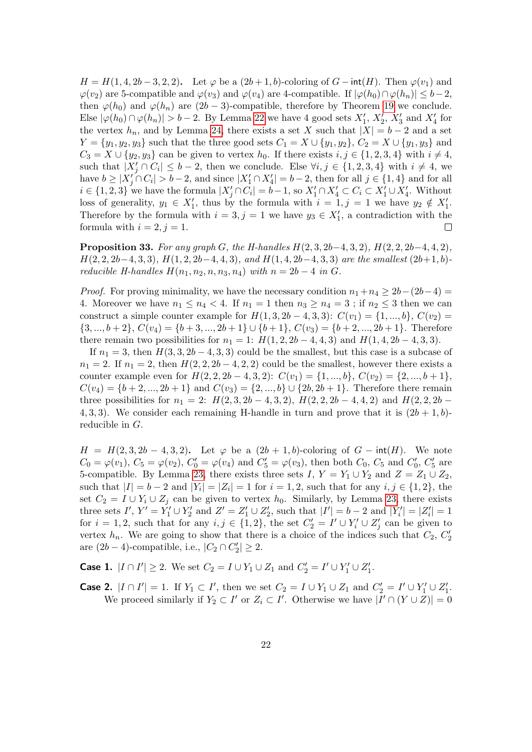$H = H(1,4,2b-3,2,2)$. Let $\varphi$ be a $(2b+1,b)$-coloring of $G - \mathsf{int}(H)$. Then $\varphi(v_1)$ and $\varphi(v_2)$ are 5-compatible and $\varphi(v_3)$ and $\varphi(v_4)$ are 4-compatible. If $|\varphi(h_0) \cap \varphi(h_n)| \leq b-2$, then $\varphi(h_0)$ and $\varphi(h_n)$ are $(2b-3)$-compatible, therefore by Theorem 19 we conclude. Else $|\varphi(h_0) \cap \varphi(h_n)| > b-2$. By Lemma 22 we have 4 good sets $X'_1$, $X'_2$, $X'_3$ and $X'_4$ for the vertex $h_n$, and by Lemma 24, there exists a set $X$ such that $|X| = b-2$ and a set $Y = \{y_1, y_2, y_3\}$ such that the three good sets $C_1 = X \cup \{y_1, y_2\}$, $C_2 = X \cup \{y_1, y_3\}$ and $C_3 = X \cup \{y_2, y_3\}$ can be given to vertex $h_0$. If there exists $i, j \in \{1,2,3,4\}$ with $i \neq 4$, such that $|X'_j \cap C_i| \leq b-2$, then we conclude. Else $\forall i, j \in \{1,2,3,4\}$ with $i \neq 4$, we have $b \geq |X'_j \cap C_i| > b-2$, and since $|X'_1 \cap X'_4| = b-2$, then for all $j \in \{1,4\}$ and for all $i \in \{1,2,3\}$ we have the formula $|X'_j \cap C_i| = b-1$, so $X'_1 \cap X'_4 \subset C_i \subset X'_1 \cup X'_4$. Without loss of generality, $y_1 \in X'_1$, thus by the formula with $i=1, j=1$ we have $y_2 \notin X'_1$. Therefore by the formula with $i=3, j=1$ we have $y_3 \in X'_1$, a contradiction with the formula with $i=2, j=1$. $\square$

**Proposition 33.** *For any graph $G$, the H-handles $H(2,3,2b-4,3,2)$, $H(2,2,2b-4,4,2)$, $H(2,2,2b-4,3,3)$, $H(1,2,2b-4,4,3)$, and $H(1,4,2b-4,3,3)$ are the smallest $(2b+1,b)$-reducible H-handles $H(n_1,n_2,n,n_3,n_4)$ with $n = 2b-4$ in $G$.*

*Proof.* For proving minimality, we have the necessary condition $n_1 + n_4 \geq 2b - (2b-4) = 4$. Moreover we have $n_1 \leq n_4 < 4$. If $n_1 = 1$ then $n_3 \geq n_4 = 3$ ; if $n_2 \leq 3$ then we can construct a simple counter example for $H(1,3,2b-4,3,3)$: $C(v_1) = \{1,...,b\}$, $C(v_2) = \{3,...,b+2\}$, $C(v_4) = \{b+3,...,2b+1\} \cup \{b+1\}$, $C(v_3) = \{b+2,...,2b+1\}$. Therefore there remain two possibilities for $n_1 = 1$: $H(1,2,2b-4,4,3)$ and $H(1,4,2b-4,3,3)$.

If $n_1 = 3$, then $H(3,3,2b-4,3,3)$ could be the smallest, but this case is a subcase of $n_1 = 2$. If $n_1 = 2$, then $H(2,2,2b-4,2,2)$ could be the smallest, however there exists a counter example even for $H(2,2,2b-4,3,2)$: $C(v_1) = \{1,...,b\}$, $C(v_2) = \{2,...,b+1\}$, $C(v_4) = \{b+2,...,2b+1\}$ and $C(v_3) = \{2,...,b\} \cup \{2b,2b+1\}$. Therefore there remain three possibilities for $n_1 = 2$: $H(2,3,2b-4,3,2)$, $H(2,2,2b-4,4,2)$ and $H(2,2,2b-4,3,3)$. We consider each remaining H-handle in turn and prove that it is $(2b+1,b)$-reducible in $G$.

$H = H(2,3,2b-4,3,2)$. Let $\varphi$ be a $(2b+1,b)$-coloring of $G - \mathsf{int}(H)$. We note $C_0 = \varphi(v_1)$, $C_5 = \varphi(v_2)$, $C'_0 = \varphi(v_4)$ and $C'_5 = \varphi(v_3)$, then both $C_0$, $C_5$ and $C'_0$, $C'_5$ are 5-compatible. By Lemma 23, there exists three sets $I$, $Y = Y_1 \cup Y_2$ and $Z = Z_1 \cup Z_2$, such that $|I| = b-2$ and $|Y_i| = |Z_i| = 1$ for $i = 1,2$, such that for any $i, j \in \{1,2\}$, the set $C_2 = I \cup Y_i \cup Z_j$ can be given to vertex $h_0$. Similarly, by Lemma 23, there exists three sets $I'$, $Y' = Y'_1 \cup Y'_2$ and $Z' = Z'_1 \cup Z'_2$, such that $|I'| = b-2$ and $|Y'_i| = |Z'_i| = 1$ for $i = 1,2$, such that for any $i, j \in \{1,2\}$, the set $C'_2 = I' \cup Y'_i \cup Z'_j$ can be given to vertex $h_n$. We are going to show that there is a choice of the indices such that $C_2$, $C'_2$ are $(2b-4)$-compatible, i.e., $|C_2 \cap C'_2| \geq 2$.

**Case 1.** $|I \cap I'| \geq 2$. We set $C_2 = I \cup Y_1 \cup Z_1$ and $C'_2 = I' \cup Y'_1 \cup Z'_1$.

**Case 2.** $|I \cap I'| = 1$. If $Y_1 \subset I'$, then we set $C_2 = I \cup Y_1 \cup Z_1$ and $C'_2 = I' \cup Y'_1 \cup Z'_1$. We proceed similarly if $Y_2 \subset I'$ or $Z_i \subset I'$. Otherwise we have $|I' \cap (Y \cup Z)| = 0$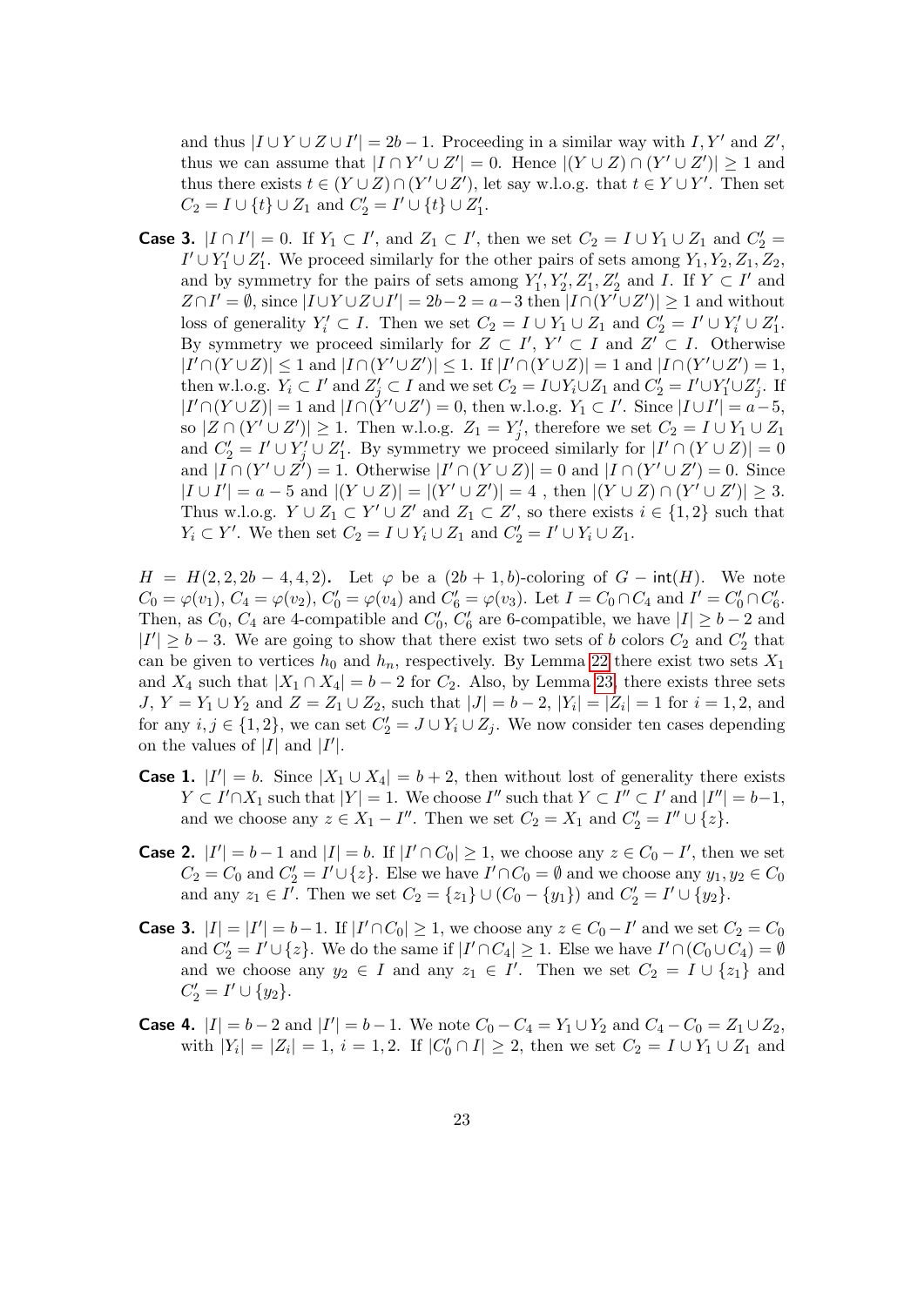and thus $|I \cup Y \cup Z \cup I'| = 2b - 1$. Proceeding in a similar way with $I, Y'$ and $Z'$, thus we can assume that $|I \cap Y' \cup Z'| = 0$. Hence $|(Y \cup Z) \cap (Y' \cup Z')| \geq 1$ and thus there exists $t \in (Y \cup Z) \cap (Y' \cup Z')$, let say w.l.o.g. that $t \in Y \cup Y'$. Then set $C_2 = I \cup \{t\} \cup Z_1$ and $C_2' = I' \cup \{t\} \cup Z_1'$.

**Case 3.** $|I \cap I'| = 0$. If $Y_1 \subset I'$, and $Z_1 \subset I'$, then we set $C_2 = I \cup Y_1 \cup Z_1$ and $C_2' = I' \cup Y_1' \cup Z_1'$. We proceed similarly for the other pairs of sets among $Y_1, Y_2, Z_1, Z_2$, and by symmetry for the pairs of sets among $Y_1', Y_2', Z_1', Z_2'$ and $I$. If $Y \subset I'$ and $Z \cap I' = \emptyset$, since $|I \cup Y \cup Z \cup I'| = 2b - 2 = a - 3$ then $|I \cap (Y' \cup Z')| \geq 1$ and without loss of generality $Y_i' \subset I$. Then we set $C_2 = I \cup Y_1 \cup Z_1$ and $C_2' = I' \cup Y_i' \cup Z_1'$. By symmetry we proceed similarly for $Z \subset I'$, $Y' \subset I$ and $Z' \subset I$. Otherwise $|I' \cap (Y \cup Z)| \leq 1$ and $|I \cap (Y' \cup Z')| \leq 1$. If $|I' \cap (Y \cup Z)| = 1$ and $|I \cap (Y' \cup Z') = 1$, then w.l.o.g. $Y_i \subset I'$ and $Z_j' \subset I$ and we set $C_2 = I \cup Y_i \cup Z_1$ and $C_2' = I' \cup Y_1' \cup Z_j'$. If $|I' \cap (Y \cup Z)| = 1$ and $|I \cap (Y' \cup Z') = 0$, then w.l.o.g. $Y_1 \subset I'$. Since $|I \cup I'| = a - 5$, so $|Z \cap (Y' \cup Z')| \geq 1$. Then w.l.o.g. $Z_1 = Y_j'$, therefore we set $C_2 = I \cup Y_1 \cup Z_1$ and $C_2' = I' \cup Y_j' \cup Z_1'$. By symmetry we proceed similarly for $|I' \cap (Y \cup Z)| = 0$ and $|I \cap (Y' \cup Z') = 1$. Otherwise $|I' \cap (Y \cup Z)| = 0$ and $|I \cap (Y' \cup Z') = 0$. Since $|I \cup I'| = a - 5$ and $|(Y \cup Z)| = |(Y' \cup Z')| = 4$ , then $|(Y \cup Z) \cap (Y' \cup Z')| \geq 3$. Thus w.l.o.g. $Y \cup Z_1 \subset Y' \cup Z'$ and $Z_1 \subset Z'$, so there exists $i \in \{1, 2\}$ such that $Y_i \subset Y'$. We then set $C_2 = I \cup Y_i \cup Z_1$ and $C_2' = I' \cup Y_i \cup Z_1$.

**$H = H(2, 2, 2b - 4, 4, 2)$.** Let $\varphi$ be a $(2b + 1, b)$-coloring of $G - \mathsf{int}(H)$. We note $C_0 = \varphi(v_1)$, $C_4 = \varphi(v_2)$, $C_0' = \varphi(v_4)$ and $C_6' = \varphi(v_3)$. Let $I = C_0 \cap C_4$ and $I' = C_0' \cap C_6'$. Then, as $C_0$, $C_4$ are 4-compatible and $C_0'$, $C_6'$ are 6-compatible, we have $|I| \geq b - 2$ and $|I'| \geq b - 3$. We are going to show that there exist two sets of $b$ colors $C_2$ and $C_2'$ that can be given to vertices $h_0$ and $h_n$, respectively. By Lemma 22 there exist two sets $X_1$ and $X_4$ such that $|X_1 \cap X_4| = b - 2$ for $C_2$. Also, by Lemma 23, there exists three sets $J$, $Y = Y_1 \cup Y_2$ and $Z = Z_1 \cup Z_2$, such that $|J| = b - 2$, $|Y_i| = |Z_i| = 1$ for $i = 1, 2$, and for any $i, j \in \{1, 2\}$, we can set $C_2' = J \cup Y_i \cup Z_j$. We now consider ten cases depending on the values of $|I|$ and $|I'|$.

**Case 1.** $|I'| = b$. Since $|X_1 \cup X_4| = b + 2$, then without lost of generality there exists $Y \subset I' \cap X_1$ such that $|Y| = 1$. We choose $I''$ such that $Y \subset I'' \subset I'$ and $|I''| = b-1$, and we choose any $z \in X_1 - I''$. Then we set $C_2 = X_1$ and $C_2' = I'' \cup \{z\}$.

**Case 2.** $|I'| = b - 1$ and $|I| = b$. If $|I' \cap C_0| \geq 1$, we choose any $z \in C_0 - I'$, then we set $C_2 = C_0$ and $C_2' = I' \cup \{z\}$. Else we have $I' \cap C_0 = \emptyset$ and we choose any $y_1, y_2 \in C_0$ and any $z_1 \in I'$. Then we set $C_2 = \{z_1\} \cup (C_0 - \{y_1\})$ and $C_2' = I' \cup \{y_2\}$.

**Case 3.** $|I| = |I'| = b - 1$. If $|I' \cap C_0| \geq 1$, we choose any $z \in C_0 - I'$ and we set $C_2 = C_0$ and $C_2' = I' \cup \{z\}$. We do the same if $|I' \cap C_4| \geq 1$. Else we have $I' \cap (C_0 \cup C_4) = \emptyset$ and we choose any $y_2 \in I$ and any $z_1 \in I'$. Then we set $C_2 = I \cup \{z_1\}$ and $C_2' = I' \cup \{y_2\}$.

**Case 4.** $|I| = b - 2$ and $|I'| = b - 1$. We note $C_0 - C_4 = Y_1 \cup Y_2$ and $C_4 - C_0 = Z_1 \cup Z_2$, with $|Y_i| = |Z_i| = 1$, $i = 1, 2$. If $|C_0' \cap I| \geq 2$, then we set $C_2 = I \cup Y_1 \cup Z_1$ and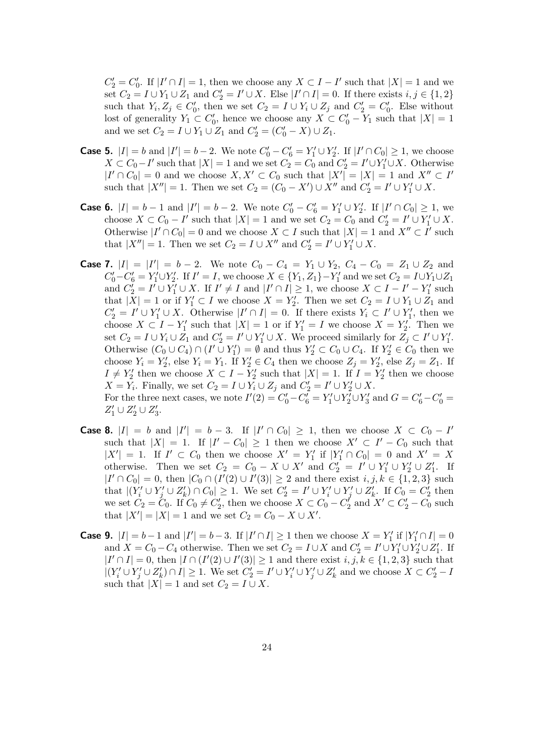$C'_2 = C'_0$. If $|I' \cap I| = 1$, then we choose any $X \subset I - I'$ such that $|X| = 1$ and we set $C_2 = I \cup Y_1 \cup Z_1$ and $C'_2 = I' \cup X$. Else $|I' \cap I| = 0$. If there exists $i, j \in \{1, 2\}$ such that $Y_i, Z_j \in C'_0$, then we set $C_2 = I \cup Y_i \cup Z_j$ and $C'_2 = C'_0$. Else without lost of generality $Y_1 \subset C'_0$, hence we choose any $X \subset C'_0 - Y_1$ such that $|X| = 1$ and we set $C_2 = I \cup Y_1 \cup Z_1$ and $C'_2 = (C'_0 - X) \cup Z_1$.

**Case 5.** $|I| = b$ and $|I'| = b - 2$. We note $C'_0 - C'_6 = Y'_1 \cup Y'_2$. If $|I' \cap C_0| \geq 1$, we choose $X \subset C_0 - I'$ such that $|X| = 1$ and we set $C_2 = C_0$ and $C'_2 = I' \cup Y'_1 \cup X$. Otherwise $|I' \cap C_0| = 0$ and we choose $X, X' \subset C_0$ such that $|X'| = |X| = 1$ and $X'' \subset I'$ such that $|X''| = 1$. Then we set $C_2 = (C_0 - X') \cup X''$ and $C'_2 = I' \cup Y'_1 \cup X$.

**Case 6.** $|I| = b - 1$ and $|I'| = b - 2$. We note $C'_0 - C'_6 = Y'_1 \cup Y'_2$. If $|I' \cap C_0| \geq 1$, we choose $X \subset C_0 - I'$ such that $|X| = 1$ and we set $C_2 = C_0$ and $C'_2 = I' \cup Y'_1 \cup X$. Otherwise $|I' \cap C_0| = 0$ and we choose $X \subset I$ such that $|X| = 1$ and $X'' \subset I'$ such that $|X''| = 1$. Then we set $C_2 = I \cup X''$ and $C'_2 = I' \cup Y'_1 \cup X$.

**Case 7.** $|I| = |I'| = b - 2$. We note $C_0 - C_4 = Y_1 \cup Y_2$, $C_4 - C_0 = Z_1 \cup Z_2$ and $C'_0 - C'_6 = Y'_1 \cup Y'_2$. If $I' = I$, we choose $X \in \{Y_1, Z_1\} - Y'_1$ and we set $C_2 = I \cup Y_1 \cup Z_1$ and $C'_2 = I' \cup Y'_1 \cup X$. If $I' \neq I$ and $|I' \cap I| \geq 1$, we choose $X \subset I - I' - Y'_1$ such that $|X| = 1$ or if $Y'_1 \subset I$ we choose $X = Y'_2$. Then we set $C_2 = I \cup Y_1 \cup Z_1$ and $C'_2 = I' \cup Y'_1 \cup X$. Otherwise $|I' \cap I| = 0$. If there exists $Y_i \subset I' \cup Y'_1$, then we choose $X \subset I - Y'_1$ such that $|X| = 1$ or if $Y'_1 = I$ we choose $X = Y'_2$. Then we set $C_2 = I \cup Y_i \cup Z_1$ and $C'_2 = I' \cup Y'_1 \cup X$. We proceed similarly for $Z_j \subset I' \cup Y'_1$. Otherwise $(C_0 \cup C_4) \cap (I' \cup Y'_1) = \emptyset$ and thus $Y'_2 \subset C_0 \cup C_4$. If $Y'_2 \in C_0$ then we choose $Y_i = Y'_2$, else $Y_i = Y_1$. If $Y'_2 \in C_4$ then we choose $Z_j = Y'_2$, else $Z_j = Z_1$. If $I \neq Y'_2$ then we choose $X \subset I - Y'_2$ such that $|X| = 1$. If $I = Y'_2$ then we choose $X = Y_i$. Finally, we set $C_2 = I \cup Y_i \cup Z_j$ and $C'_2 = I' \cup Y'_2 \cup X$.
For the three next cases, we note $I'(2) = C'_0 - C'_6 = Y'_1 \cup Y'_2 \cup Y'_3$ and $G = C'_6 - C'_0 = Z'_1 \cup Z'_2 \cup Z'_3$.

**Case 8.** $|I| = b$ and $|I'| = b - 3$. If $|I' \cap C_0| \geq 1$, then we choose $X \subset C_0 - I'$ such that $|X| = 1$. If $|I' - C_0| \geq 1$ then we choose $X' \subset I' - C_0$ such that $|X'| = 1$. If $I' \subset C_0$ then we choose $X' = Y'_1$ if $|Y'_1 \cap C_0| = 0$ and $X' = X$ otherwise. Then we set $C_2 = C_0 - X \cup X'$ and $C'_2 = I' \cup Y'_1 \cup Y'_2 \cup Z'_1$. If $|I' \cap C_0| = 0$, then $|C_0 \cap (I'(2) \cup I'(3)| \geq 2$ and there exist $i, j, k \in \{1, 2, 3\}$ such that $|(Y'_i \cup Y'_j \cup Z'_k) \cap C_0| \geq 1$. We set $C'_2 = I' \cup Y'_i \cup Y'_j \cup Z'_k$. If $C_0 = C'_2$ then we set $C_2 = C_0$. If $C_0 \neq C'_2$, then we choose $X \subset C_0 - C'_2$ and $X' \subset C'_2 - C_0$ such that $|X'| = |X| = 1$ and we set $C_2 = C_0 - X \cup X'$.

**Case 9.** $|I| = b - 1$ and $|I'| = b - 3$. If $|I' \cap I| \geq 1$ then we choose $X = Y'_1$ if $|Y'_1 \cap I| = 0$ and $X = C_0 - C_4$ otherwise. Then we set $C_2 = I \cup X$ and $C'_2 = I' \cup Y'_1 \cup Y'_2 \cup Z'_1$. If $|I' \cap I| = 0$, then $|I \cap (I'(2) \cup I'(3)| \geq 1$ and there exist $i, j, k \in \{1, 2, 3\}$ such that $|(Y'_i \cup Y'_j \cup Z'_k) \cap I| \geq 1$. We set $C'_2 = I' \cup Y'_i \cup Y'_j \cup Z'_k$ and we choose $X \subset C'_2 - I$ such that $|X| = 1$ and set $C_2 = I \cup X$.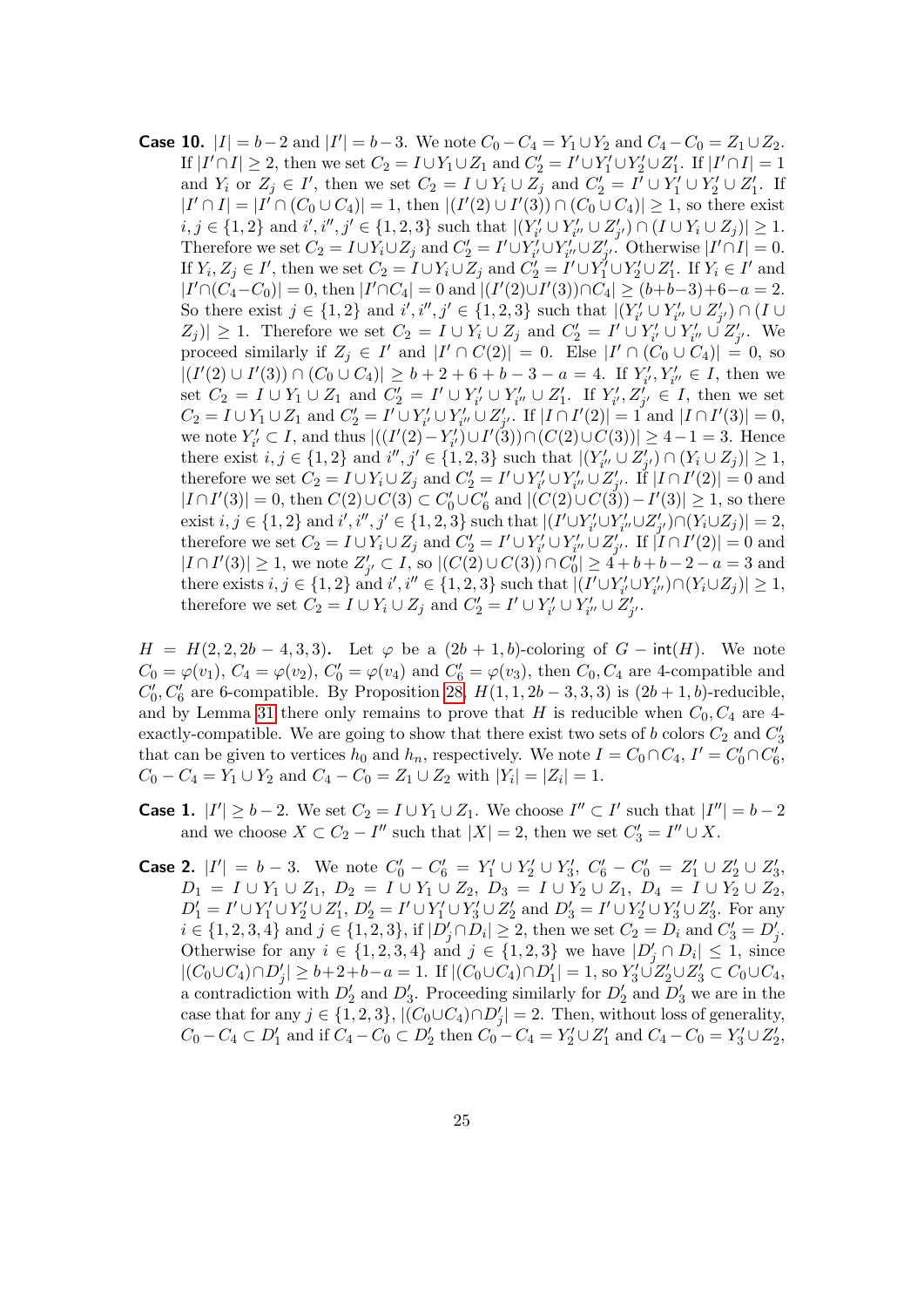**Case 10.** $|I| = b-2$ and $|I'| = b-3$. We note $C_0 - C_4 = Y_1 \cup Y_2$ and $C_4 - C_0 = Z_1 \cup Z_2$. If $|I' \cap I| \geq 2$, then we set $C_2 = I \cup Y_1 \cup Z_1$ and $C'_2 = I' \cup Y'_1 \cup Y'_2 \cup Z'_1$. If $|I' \cap I| = 1$ and $Y_i$ or $Z_j \in I'$, then we set $C_2 = I \cup Y_i \cup Z_j$ and $C'_2 = I' \cup Y'_1 \cup Y'_2 \cup Z'_1$. If $|I' \cap I| = |I' \cap (C_0 \cup C_4)| = 1$, then $|(I'(2) \cup I'(3)) \cap (C_0 \cup C_4)| \geq 1$, so there exist $i, j \in \{1,2\}$ and $i', i'', j' \in \{1,2,3\}$ such that $|(Y'_{i'} \cup Y'_{i''} \cup Z'_{j'}) \cap (I \cup Y_i \cup Z_j)| \geq 1$. Therefore we set $C_2 = I \cup Y_i \cup Z_j$ and $C'_2 = I' \cup Y'_{i'} \cup Y'_{i''} \cup Z'_{j'}$. Otherwise $|I' \cap I| = 0$. If $Y_i, Z_j \in I'$, then we set $C_2 = I \cup Y_i \cup Z_j$ and $C'_2 = I' \cup Y'_1 \cup Y'_2 \cup Z'_1$. If $Y_i \in I'$ and $|I' \cap (C_4 - C_0)| = 0$, then $|I' \cap C_4| = 0$ and $|(I'(2) \cup I'(3)) \cap C_4| \geq (b+b-3)+6-a = 2$. So there exist $j \in \{1,2\}$ and $i', i'', j' \in \{1,2,3\}$ such that $|(Y'_{i'} \cup Y'_{i''} \cup Z'_{j'}) \cap (I \cup Z_j)| \geq 1$. Therefore we set $C_2 = I \cup Y_i \cup Z_j$ and $C'_2 = I' \cup Y'_{i'} \cup Y'_{i''} \cup Z'_{j'}$. We proceed similarly if $Z_j \in I'$ and $|I' \cap C(2)| = 0$. Else $|I' \cap (C_0 \cup C_4)| = 0$, so $|(I'(2) \cup I'(3)) \cap (C_0 \cup C_4)| \geq b+2+6+b-3-a = 4$. If $Y'_{i'}, Y'_{i''} \in I$, then we set $C_2 = I \cup Y_1 \cup Z_1$ and $C'_2 = I' \cup Y'_{i'} \cup Y'_{i''} \cup Z'_1$. If $Y'_{i'}, Z'_{j'} \in I$, then we set $C_2 = I \cup Y_1 \cup Z_1$ and $C'_2 = I' \cup Y'_{i'} \cup Y'_{i''} \cup Z'_{j'}$. If $|I \cap I'(2)| = 1$ and $|I \cap I'(3)| = 0$, we note $Y'_{i'} \subset I$, and thus $|((I'(2) - Y'_{i'}) \cup I'(3)) \cap (C(2) \cup C(3))| \geq 4-1 = 3$. Hence there exist $i, j \in \{1,2\}$ and $i'', j' \in \{1,2,3\}$ such that $|(Y'_{i''} \cup Z'_{j'}) \cap (Y_i \cup Z_j)| \geq 1$, therefore we set $C_2 = I \cup Y_i \cup Z_j$ and $C'_2 = I' \cup Y'_{i'} \cup Y'_{i''} \cup Z'_{j'}$. If $|I \cap I'(2)| = 0$ and $|I \cap I'(3)| = 0$, then $C(2) \cup C(3) \subset C'_0 \cup C'_6$ and $|(C(2) \cup C(3)) - I'(3)| \geq 1$, so there exist $i, j \in \{1,2\}$ and $i', i'', j' \in \{1,2,3\}$ such that $|(I' \cup Y'_{i'} \cup Y'_{i''} \cup Z'_{j'}) \cap (Y_i \cup Z_j)| = 2$, therefore we set $C_2 = I \cup Y_i \cup Z_j$ and $C'_2 = I' \cup Y'_{i'} \cup Y'_{i''} \cup Z'_{j'}$. If $|I \cap I'(2)| = 0$ and $|I \cap I'(3)| \geq 1$, we note $Z'_{j'} \subset I$, so $|(C(2) \cup C(3)) \cap C'_0| \geq 4+b+b-2-a = 3$ and there exists $i, j \in \{1,2\}$ and $i', i'' \in \{1,2,3\}$ such that $|(I' \cup Y'_{i'} \cup Y'_{i''}) \cap (Y_i \cup Z_j)| \geq 1$, therefore we set $C_2 = I \cup Y_i \cup Z_j$ and $C'_2 = I' \cup Y'_{i'} \cup Y'_{i''} \cup Z'_{j'}$.

$H = H(2,2,2b-4,3,3)$. Let $\varphi$ be a $(2b+1,b)$-coloring of $G - \mathsf{int}(H)$. We note $C_0 = \varphi(v_1)$, $C_4 = \varphi(v_2)$, $C'_0 = \varphi(v_4)$ and $C'_6 = \varphi(v_3)$, then $C_0, C_4$ are 4-compatible and $C'_0, C'_6$ are 6-compatible. By Proposition 28, $H(1,1,2b-3,3,3)$ is $(2b+1,b)$-reducible, and by Lemma 31 there only remains to prove that $H$ is reducible when $C_0, C_4$ are 4-exactly-compatible. We are going to show that there exist two sets of $b$ colors $C_2$ and $C'_3$ that can be given to vertices $h_0$ and $h_n$, respectively. We note $I = C_0 \cap C_4$, $I' = C'_0 \cap C'_6$, $C_0 - C_4 = Y_1 \cup Y_2$ and $C_4 - C_0 = Z_1 \cup Z_2$ with $|Y_i| = |Z_i| = 1$.

**Case 1.** $|I'| \geq b-2$. We set $C_2 = I \cup Y_1 \cup Z_1$. We choose $I'' \subset I'$ such that $|I''| = b-2$ and we choose $X \subset C_2 - I''$ such that $|X| = 2$, then we set $C'_3 = I'' \cup X$.

**Case 2.** $|I'| = b-3$. We note $C'_0 - C'_6 = Y'_1 \cup Y'_2 \cup Y'_3$, $C'_6 - C'_0 = Z'_1 \cup Z'_2 \cup Z'_3$, $D_1 = I \cup Y_1 \cup Z_1$, $D_2 = I \cup Y_1 \cup Z_2$, $D_3 = I \cup Y_2 \cup Z_1$, $D_4 = I \cup Y_2 \cup Z_2$, $D'_1 = I' \cup Y'_1 \cup Y'_2 \cup Z'_1$, $D'_2 = I' \cup Y'_1 \cup Y'_3 \cup Z'_2$ and $D'_3 = I' \cup Y'_2 \cup Y'_3 \cup Z'_3$. For any $i \in \{1,2,3,4\}$ and $j \in \{1,2,3\}$, if $|D'_j \cap D_i| \geq 2$, then we set $C_2 = D_i$ and $C'_3 = D'_j$. Otherwise for any $i \in \{1,2,3,4\}$ and $j \in \{1,2,3\}$ we have $|D'_j \cap D_i| \leq 1$, since $|(C_0 \cup C_4) \cap D'_j| \geq b+2+b-a = 1$. If $|(C_0 \cup C_4) \cap D'_1| = 1$, so $Y'_3 \cup Z'_2 \cup Z'_3 \subset C_0 \cup C_4$, a contradiction with $D'_2$ and $D'_3$. Proceeding similarly for $D'_2$ and $D'_3$ we are in the case that for any $j \in \{1,2,3\}$, $|(C_0 \cup C_4) \cap D'_j| = 2$. Then, without loss of generality, $C_0 - C_4 \subset D'_1$ and if $C_4 - C_0 \subset D'_2$ then $C_0 - C_4 = Y'_2 \cup Z'_1$ and $C_4 - C_0 = Y'_3 \cup Z'_2$,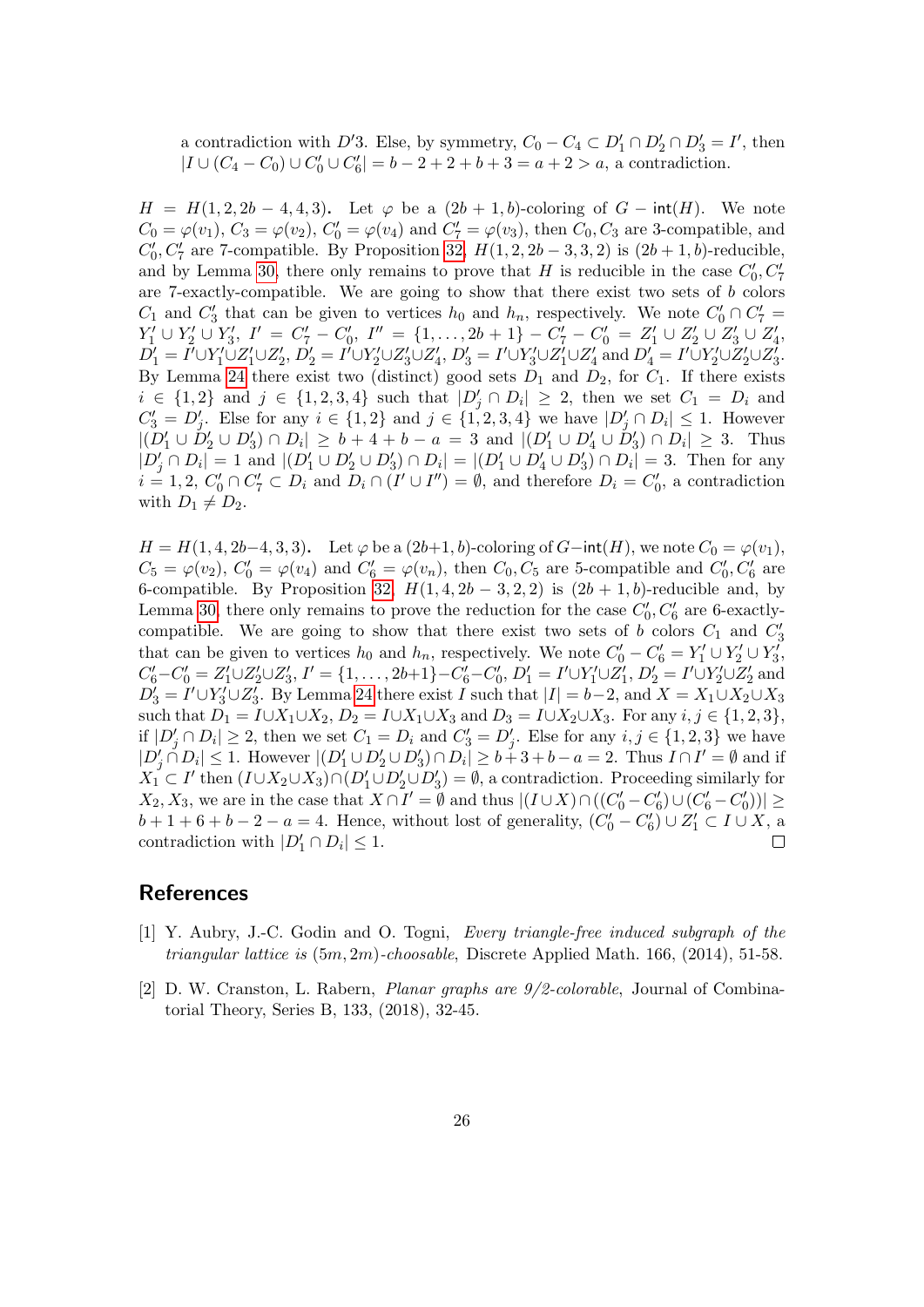a contradiction with $D'3$. Else, by symmetry, $C_0 - C_4 \subset D'_1 \cap D'_2 \cap D'_3 = I'$, then $|I \cup (C_4 - C_0) \cup C'_0 \cup C'_6| = b - 2 + 2 + b + 3 = a + 2 > a$, a contradiction.

**$H = H(1, 2, 2b-4, 4, 3)$.** Let $\varphi$ be a $(2b+1, b)$-coloring of $G - \mathsf{int}(H)$. We note $C_0 = \varphi(v_1)$, $C_3 = \varphi(v_2)$, $C'_0 = \varphi(v_4)$ and $C'_7 = \varphi(v_3)$, then $C_0, C_3$ are 3-compatible, and $C'_0, C'_7$ are 7-compatible. By Proposition 32, $H(1, 2, 2b-3, 3, 2)$ is $(2b+1, b)$-reducible, and by Lemma 30, there only remains to prove that $H$ is reducible in the case $C'_0, C'_7$ are 7-exactly-compatible. We are going to show that there exist two sets of $b$ colors $C_1$ and $C'_3$ that can be given to vertices $h_0$ and $h_n$, respectively. We note $C'_0 \cap C'_7 = Y'_1 \cup Y'_2 \cup Y'_3$, $I' = C'_7 - C'_0$, $I'' = \{1, \ldots, 2b+1\} - C'_7 - C'_0 = Z'_1 \cup Z'_2 \cup Z'_3 \cup Z'_4$, $D'_1 = I' \cup Y'_1 \cup Z'_1 \cup Z'_2$, $D'_2 = I' \cup Y'_2 \cup Z'_3 \cup Z'_4$, $D'_3 = I' \cup Y'_3 \cup Z'_1 \cup Z'_4$ and $D'_4 = I' \cup Y'_2 \cup Z'_2 \cup Z'_3$. By Lemma 24 there exist two (distinct) good sets $D_1$ and $D_2$, for $C_1$. If there exists $i \in \{1, 2\}$ and $j \in \{1, 2, 3, 4\}$ such that $|D'_j \cap D_i| \geq 2$, then we set $C_1 = D_i$ and $C'_3 = D'_j$. Else for any $i \in \{1, 2\}$ and $j \in \{1, 2, 3, 4\}$ we have $|D'_j \cap D_i| \leq 1$. However $|(D'_1 \cup D'_2 \cup D'_3) \cap D_i| \geq b + 4 + b - a = 3$ and $|(D'_1 \cup D'_4 \cup D'_3) \cap D_i| \geq 3$. Thus $|D'_j \cap D_i| = 1$ and $|(D'_1 \cup D'_2 \cup D'_3) \cap D_i| = |(D'_1 \cup D'_4 \cup D'_3) \cap D_i| = 3$. Then for any $i = 1, 2$, $C'_0 \cap C'_7 \subset D_i$ and $D_i \cap (I' \cup I'') = \emptyset$, and therefore $D_i = C'_0$, a contradiction with $D_1 \neq D_2$.

**$H = H(1, 4, 2b-4, 3, 3)$.** Let $\varphi$ be a $(2b+1, b)$-coloring of $G - \mathsf{int}(H)$, we note $C_0 = \varphi(v_1)$, $C_5 = \varphi(v_2)$, $C'_0 = \varphi(v_4)$ and $C'_6 = \varphi(v_n)$, then $C_0, C_5$ are 5-compatible and $C'_0, C'_6$ are 6-compatible. By Proposition 32, $H(1, 4, 2b-3, 2, 2)$ is $(2b+1, b)$-reducible and, by Lemma 30, there only remains to prove the reduction for the case $C'_0, C'_6$ are 6-exactly-compatible. We are going to show that there exist two sets of $b$ colors $C_1$ and $C'_3$ that can be given to vertices $h_0$ and $h_n$, respectively. We note $C'_0 - C'_6 = Y'_1 \cup Y'_2 \cup Y'_3$, $C'_6 - C'_0 = Z'_1 \cup Z'_2 \cup Z'_3$, $I' = \{1, \ldots, 2b+1\} - C'_6 - C'_0$, $D'_1 = I' \cup Y'_1 \cup Z'_1$, $D'_2 = I' \cup Y'_2 \cup Z'_2$ and $D'_3 = I' \cup Y'_3 \cup Z'_3$. By Lemma 24 there exist $I$ such that $|I| = b-2$, and $X = X_1 \cup X_2 \cup X_3$ such that $D_1 = I \cup X_1 \cup X_2$, $D_2 = I \cup X_1 \cup X_3$ and $D_3 = I \cup X_2 \cup X_3$. For any $i, j \in \{1, 2, 3\}$, if $|D'_j \cap D_i| \geq 2$, then we set $C_1 = D_i$ and $C'_3 = D'_j$. Else for any $i, j \in \{1, 2, 3\}$ we have $|D'_j \cap D_i| \leq 1$. However $|(D'_1 \cup D'_2 \cup D'_3) \cap D_i| \geq b + 3 + b - a = 2$. Thus $I \cap I' = \emptyset$ and if $X_1 \subset I'$ then $(I \cup X_2 \cup X_3) \cap (D'_1 \cup D'_2 \cup D'_3) = \emptyset$, a contradiction. Proceeding similarly for $X_2, X_3$, we are in the case that $X \cap I' = \emptyset$ and thus $|(I \cup X) \cap ((C'_0 - C'_6) \cup (C'_6 - C'_0))| \geq b + 1 + 6 + b - 2 - a = 4$. Hence, without lost of generality, $(C'_0 - C'_6) \cup Z'_1 \subset I \cup X$, a contradiction with $|D'_1 \cap D_i| \leq 1$. $\square$

## References

[1] Y. Aubry, J.-C. Godin and O. Togni, *Every triangle-free induced subgraph of the triangular lattice is $(5m, 2m)$-choosable*, Discrete Applied Math. 166, (2014), 51-58.

[2] D. W. Cranston, L. Rabern, *Planar graphs are 9/2-colorable*, Journal of Combinatorial Theory, Series B, 133, (2018), 32-45.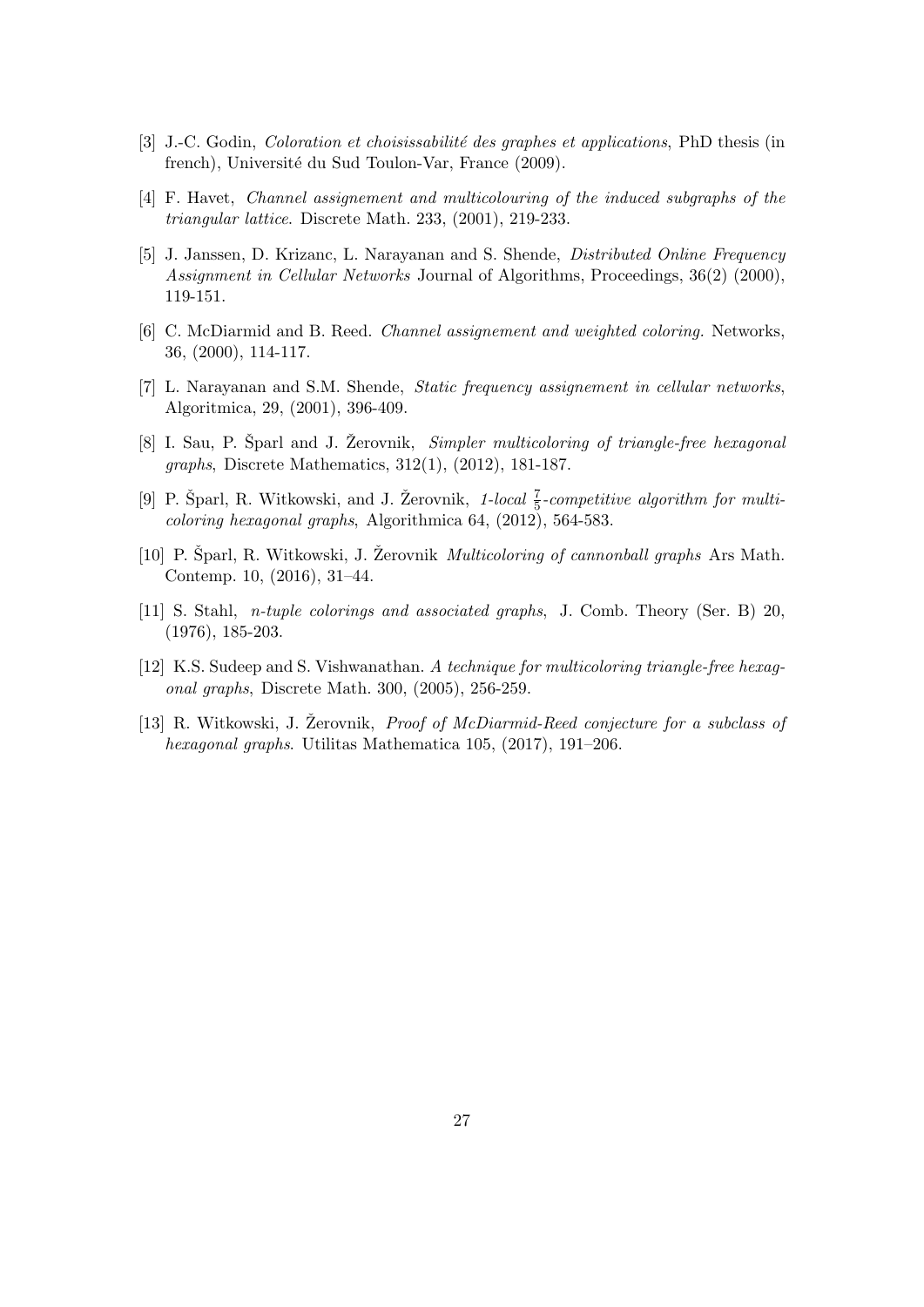[3] J.-C. Godin, *Coloration et choisissabilité des graphes et applications*, PhD thesis (in french), Université du Sud Toulon-Var, France (2009).

[4] F. Havet, *Channel assignement and multicolouring of the induced subgraphs of the triangular lattice*. Discrete Math. 233, (2001), 219-233.

[5] J. Janssen, D. Krizanc, L. Narayanan and S. Shende, *Distributed Online Frequency Assignment in Cellular Networks* Journal of Algorithms, Proceedings, 36(2) (2000), 119-151.

[6] C. McDiarmid and B. Reed. *Channel assignement and weighted coloring.* Networks, 36, (2000), 114-117.

[7] L. Narayanan and S.M. Shende, *Static frequency assignement in cellular networks*, Algoritmica, 29, (2001), 396-409.

[8] I. Sau, P. Šparl and J. Žerovnik, *Simpler multicoloring of triangle-free hexagonal graphs*, Discrete Mathematics, 312(1), (2012), 181-187.

[9] P. Šparl, R. Witkowski, and J. Žerovnik, *1-local $\frac{7}{5}$-competitive algorithm for multicoloring hexagonal graphs*, Algorithmica 64, (2012), 564-583.

[10] P. Šparl, R. Witkowski, J. Žerovnik *Multicoloring of cannonball graphs* Ars Math. Contemp. 10, (2016), 31–44.

[11] S. Stahl, *n-tuple colorings and associated graphs*, J. Comb. Theory (Ser. B) 20, (1976), 185-203.

[12] K.S. Sudeep and S. Vishwanathan. *A technique for multicoloring triangle-free hexagonal graphs*, Discrete Math. 300, (2005), 256-259.

[13] R. Witkowski, J. Žerovnik, *Proof of McDiarmid-Reed conjecture for a subclass of hexagonal graphs*. Utilitas Mathematica 105, (2017), 191–206.